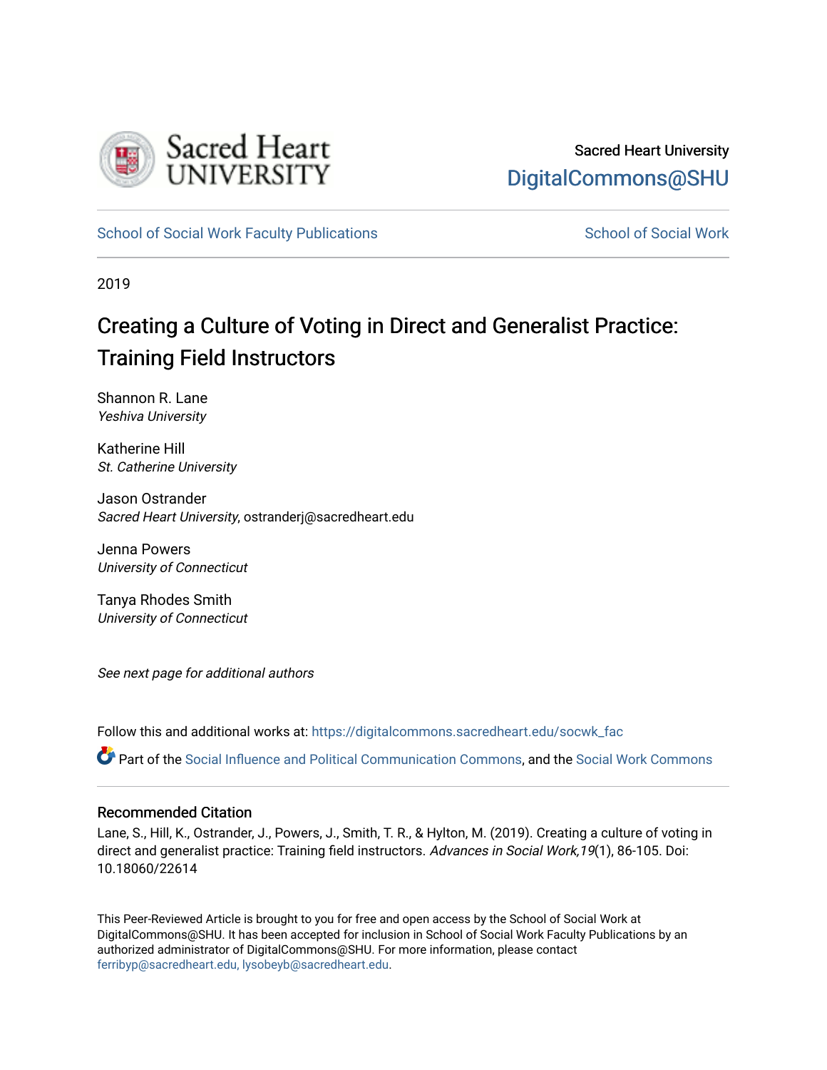Sacred Heart University

DigitalCommons@SHU

School of Social Work Faculty Publications | School of Social Work

2019

# Creating a Culture of Voting in Direct and Generalist Practice: Training Field Instructors

Shannon R. Lane
*Yeshiva University*

Katherine Hill
*St. Catherine University*

Jason Ostrander
*Sacred Heart University*, ostranderj@sacredheart.edu

Jenna Powers
*University of Connecticut*

Tanya Rhodes Smith
*University of Connecticut*

*See next page for additional authors*

Follow this and additional works at: https://digitalcommons.sacredheart.edu/socwk_fac

Part of the Social Influence and Political Communication Commons, and the Social Work Commons

## Recommended Citation

Lane, S., Hill, K., Ostrander, J., Powers, J., Smith, T. R., & Hylton, M. (2019). Creating a culture of voting in direct and generalist practice: Training field instructors. *Advances in Social Work,19*(1), 86-105. Doi: 10.18060/22614

This Peer-Reviewed Article is brought to you for free and open access by the School of Social Work at DigitalCommons@SHU. It has been accepted for inclusion in School of Social Work Faculty Publications by an authorized administrator of DigitalCommons@SHU. For more information, please contact ferribyp@sacredheart.edu, lysobeyb@sacredheart.edu.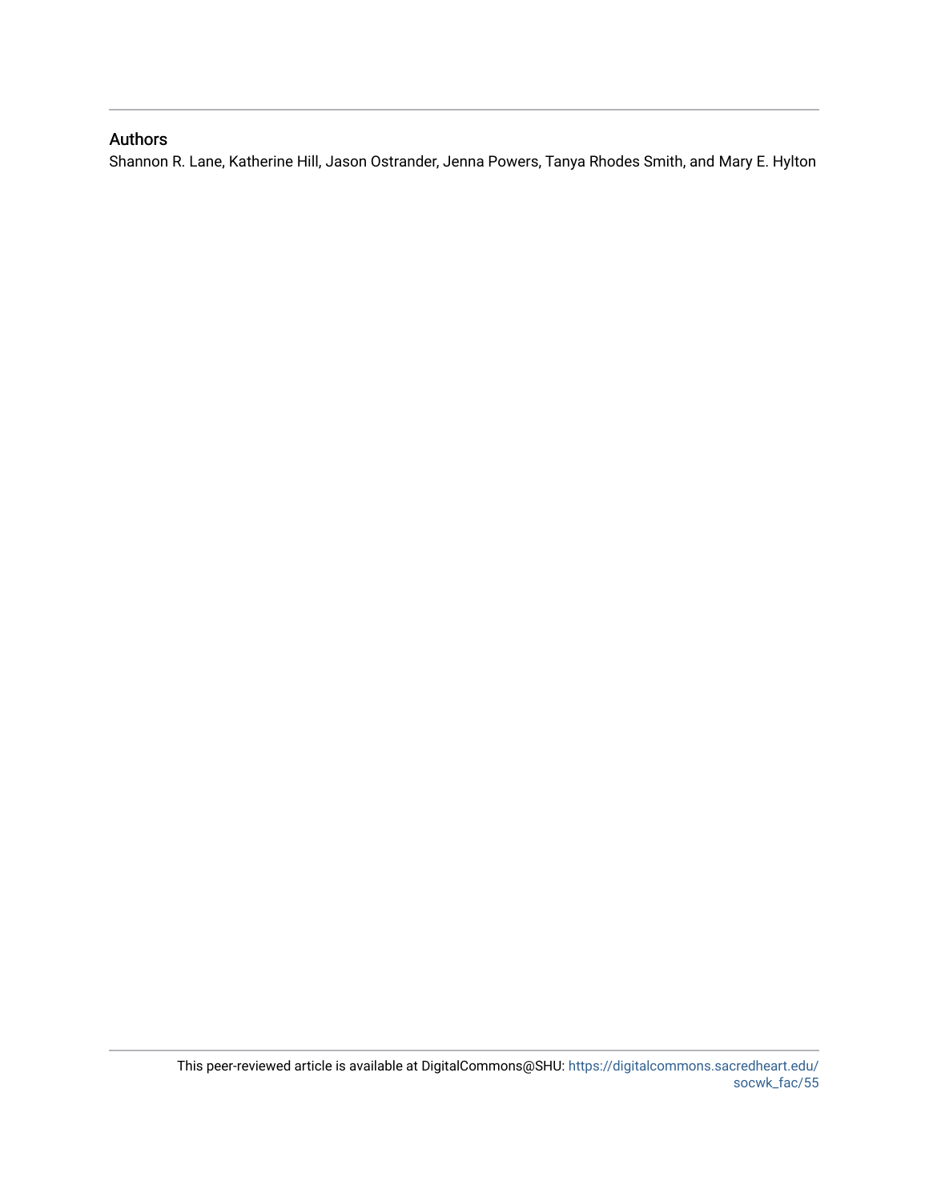## Authors

Shannon R. Lane, Katherine Hill, Jason Ostrander, Jenna Powers, Tanya Rhodes Smith, and Mary E. Hylton

This peer-reviewed article is available at DigitalCommons@SHU: https://digitalcommons.sacredheart.edu/socwk_fac/55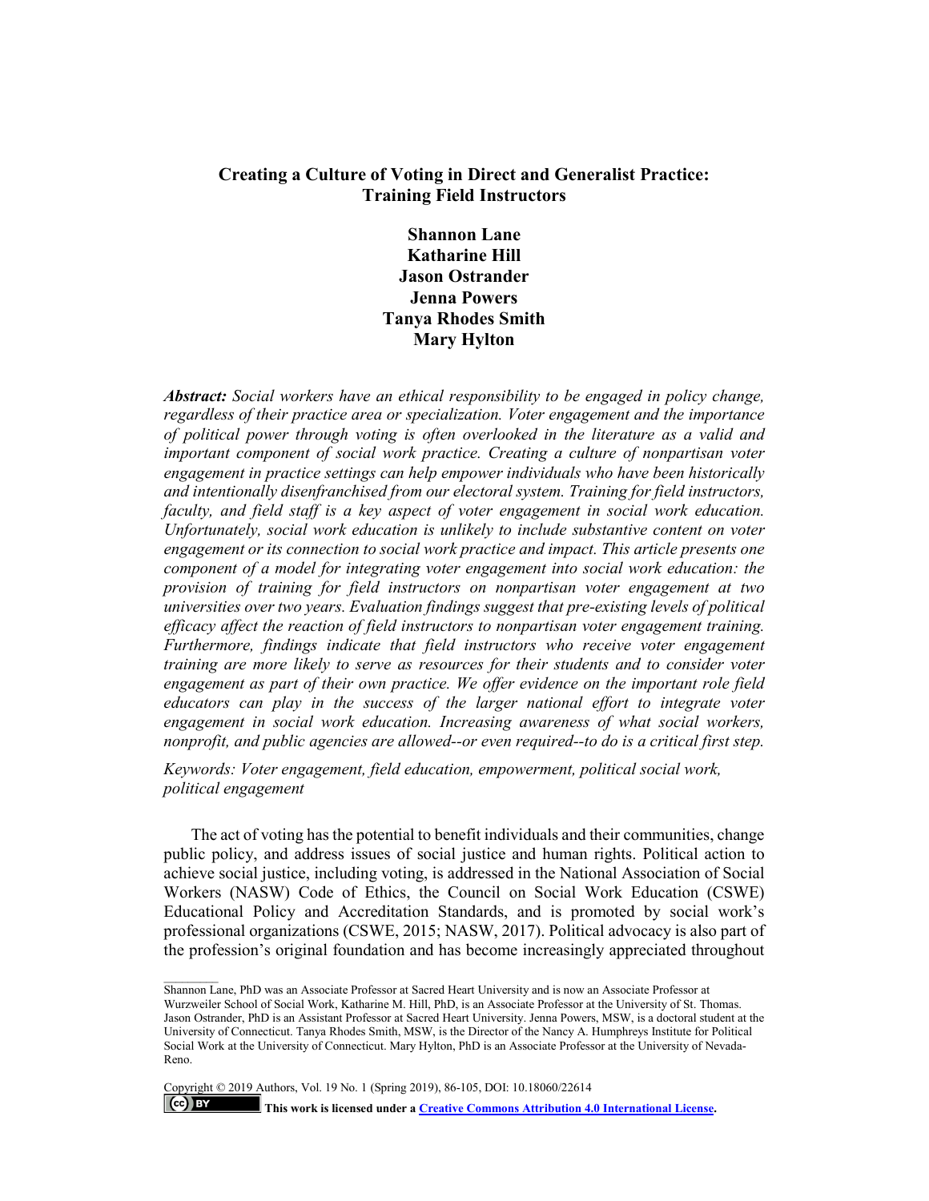# Creating a Culture of Voting in Direct and Generalist Practice: Training Field Instructors

**Shannon Lane**  
**Katharine Hill**  
**Jason Ostrander**  
**Jenna Powers**  
**Tanya Rhodes Smith**  
**Mary Hylton**

***Abstract:*** *Social workers have an ethical responsibility to be engaged in policy change, regardless of their practice area or specialization. Voter engagement and the importance of political power through voting is often overlooked in the literature as a valid and important component of social work practice. Creating a culture of nonpartisan voter engagement in practice settings can help empower individuals who have been historically and intentionally disenfranchised from our electoral system. Training for field instructors, faculty, and field staff is a key aspect of voter engagement in social work education. Unfortunately, social work education is unlikely to include substantive content on voter engagement or its connection to social work practice and impact. This article presents one component of a model for integrating voter engagement into social work education: the provision of training for field instructors on nonpartisan voter engagement at two universities over two years. Evaluation findings suggest that pre-existing levels of political efficacy affect the reaction of field instructors to nonpartisan voter engagement training. Furthermore, findings indicate that field instructors who receive voter engagement training are more likely to serve as resources for their students and to consider voter engagement as part of their own practice. We offer evidence on the important role field educators can play in the success of the larger national effort to integrate voter engagement in social work education. Increasing awareness of what social workers, nonprofit, and public agencies are allowed--or even required--to do is a critical first step.*

*Keywords: Voter engagement, field education, empowerment, political social work, political engagement*

The act of voting has the potential to benefit individuals and their communities, change public policy, and address issues of social justice and human rights. Political action to achieve social justice, including voting, is addressed in the National Association of Social Workers (NASW) Code of Ethics, the Council on Social Work Education (CSWE) Educational Policy and Accreditation Standards, and is promoted by social work's professional organizations (CSWE, 2015; NASW, 2017). Political advocacy is also part of the profession's original foundation and has become increasingly appreciated throughout

---

Shannon Lane, PhD was an Associate Professor at Sacred Heart University and is now an Associate Professor at Wurzweiler School of Social Work, Katharine M. Hill, PhD, is an Associate Professor at the University of St. Thomas. Jason Ostrander, PhD is an Assistant Professor at Sacred Heart University. Jenna Powers, MSW, is a doctoral student at the University of Connecticut. Tanya Rhodes Smith, MSW, is the Director of the Nancy A. Humphreys Institute for Political Social Work at the University of Connecticut. Mary Hylton, PhD is an Associate Professor at the University of Nevada-Reno.

Copyright © 2019 Authors, Vol. 19 No. 1 (Spring 2019), 86-105, DOI: 10.18060/22614

**This work is licensed under a Creative Commons Attribution 4.0 International License.**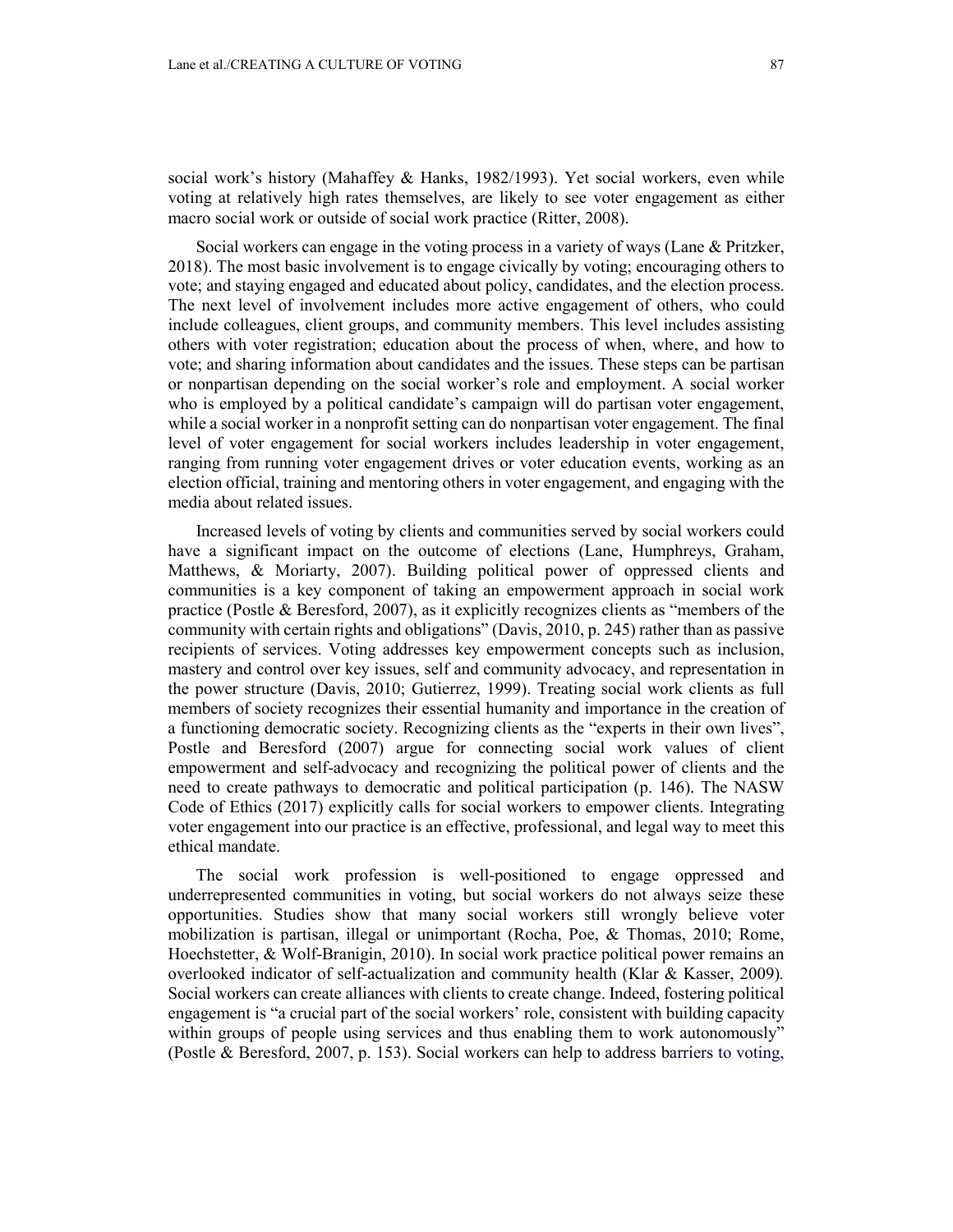social work's history (Mahaffey & Hanks, 1982/1993). Yet social workers, even while voting at relatively high rates themselves, are likely to see voter engagement as either macro social work or outside of social work practice (Ritter, 2008).

Social workers can engage in the voting process in a variety of ways (Lane & Pritzker, 2018). The most basic involvement is to engage civically by voting; encouraging others to vote; and staying engaged and educated about policy, candidates, and the election process. The next level of involvement includes more active engagement of others, who could include colleagues, client groups, and community members. This level includes assisting others with voter registration; education about the process of when, where, and how to vote; and sharing information about candidates and the issues. These steps can be partisan or nonpartisan depending on the social worker's role and employment. A social worker who is employed by a political candidate's campaign will do partisan voter engagement, while a social worker in a nonprofit setting can do nonpartisan voter engagement. The final level of voter engagement for social workers includes leadership in voter engagement, ranging from running voter engagement drives or voter education events, working as an election official, training and mentoring others in voter engagement, and engaging with the media about related issues.

Increased levels of voting by clients and communities served by social workers could have a significant impact on the outcome of elections (Lane, Humphreys, Graham, Matthews, & Moriarty, 2007). Building political power of oppressed clients and communities is a key component of taking an empowerment approach in social work practice (Postle & Beresford, 2007), as it explicitly recognizes clients as "members of the community with certain rights and obligations" (Davis, 2010, p. 245) rather than as passive recipients of services. Voting addresses key empowerment concepts such as inclusion, mastery and control over key issues, self and community advocacy, and representation in the power structure (Davis, 2010; Gutierrez, 1999). Treating social work clients as full members of society recognizes their essential humanity and importance in the creation of a functioning democratic society. Recognizing clients as the "experts in their own lives", Postle and Beresford (2007) argue for connecting social work values of client empowerment and self-advocacy and recognizing the political power of clients and the need to create pathways to democratic and political participation (p. 146). The NASW Code of Ethics (2017) explicitly calls for social workers to empower clients. Integrating voter engagement into our practice is an effective, professional, and legal way to meet this ethical mandate.

The social work profession is well-positioned to engage oppressed and underrepresented communities in voting, but social workers do not always seize these opportunities. Studies show that many social workers still wrongly believe voter mobilization is partisan, illegal or unimportant (Rocha, Poe, & Thomas, 2010; Rome, Hoechstetter, & Wolf-Branigin, 2010). In social work practice political power remains an overlooked indicator of self-actualization and community health (Klar & Kasser, 2009). Social workers can create alliances with clients to create change. Indeed, fostering political engagement is "a crucial part of the social workers' role, consistent with building capacity within groups of people using services and thus enabling them to work autonomously" (Postle & Beresford, 2007, p. 153). Social workers can help to address barriers to voting,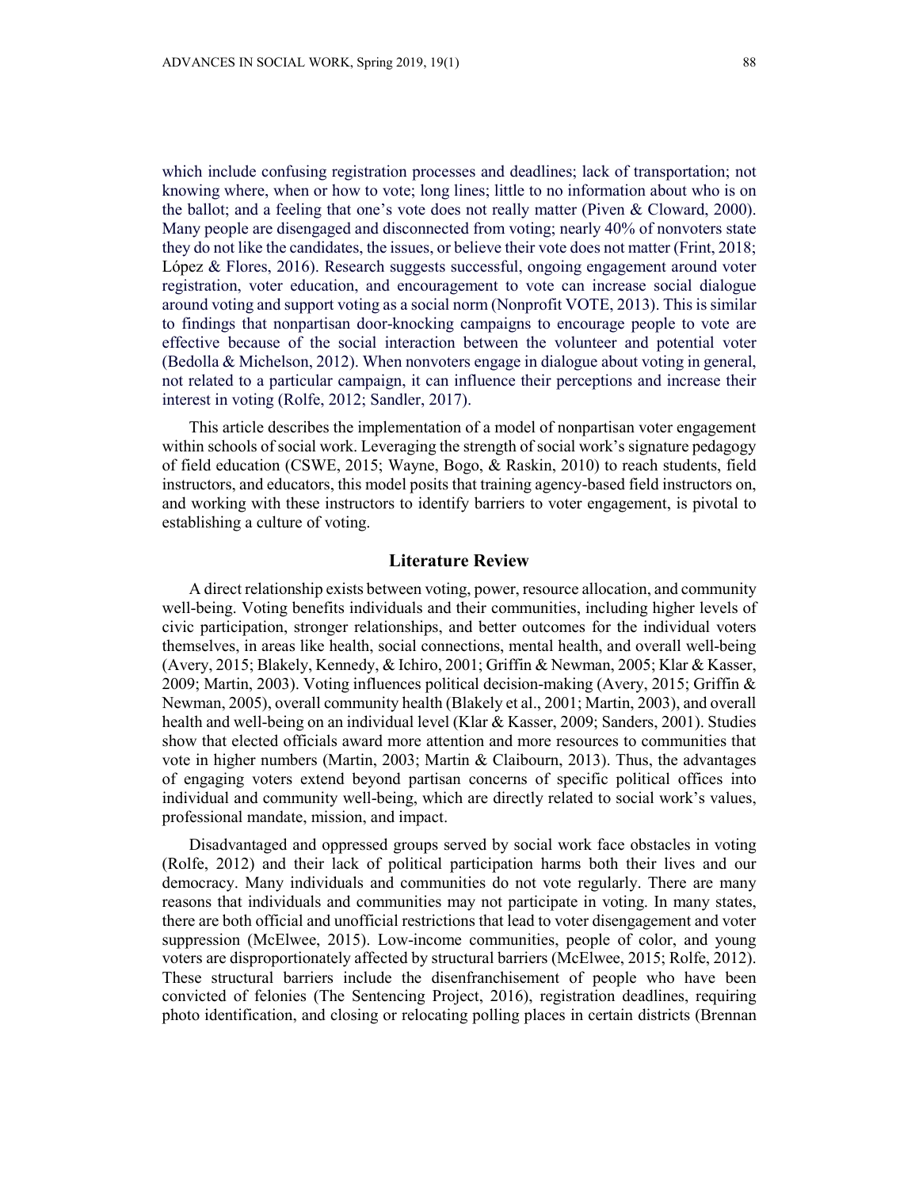which include confusing registration processes and deadlines; lack of transportation; not knowing where, when or how to vote; long lines; little to no information about who is on the ballot; and a feeling that one's vote does not really matter (Piven & Cloward, 2000). Many people are disengaged and disconnected from voting; nearly 40% of nonvoters state they do not like the candidates, the issues, or believe their vote does not matter (Frint, 2018; López & Flores, 2016). Research suggests successful, ongoing engagement around voter registration, voter education, and encouragement to vote can increase social dialogue around voting and support voting as a social norm (Nonprofit VOTE, 2013). This is similar to findings that nonpartisan door-knocking campaigns to encourage people to vote are effective because of the social interaction between the volunteer and potential voter (Bedolla & Michelson, 2012). When nonvoters engage in dialogue about voting in general, not related to a particular campaign, it can influence their perceptions and increase their interest in voting (Rolfe, 2012; Sandler, 2017).

This article describes the implementation of a model of nonpartisan voter engagement within schools of social work. Leveraging the strength of social work's signature pedagogy of field education (CSWE, 2015; Wayne, Bogo, & Raskin, 2010) to reach students, field instructors, and educators, this model posits that training agency-based field instructors on, and working with these instructors to identify barriers to voter engagement, is pivotal to establishing a culture of voting.

## Literature Review

A direct relationship exists between voting, power, resource allocation, and community well-being. Voting benefits individuals and their communities, including higher levels of civic participation, stronger relationships, and better outcomes for the individual voters themselves, in areas like health, social connections, mental health, and overall well-being (Avery, 2015; Blakely, Kennedy, & Ichiro, 2001; Griffin & Newman, 2005; Klar & Kasser, 2009; Martin, 2003). Voting influences political decision-making (Avery, 2015; Griffin & Newman, 2005), overall community health (Blakely et al., 2001; Martin, 2003), and overall health and well-being on an individual level (Klar & Kasser, 2009; Sanders, 2001). Studies show that elected officials award more attention and more resources to communities that vote in higher numbers (Martin, 2003; Martin & Claibourn, 2013). Thus, the advantages of engaging voters extend beyond partisan concerns of specific political offices into individual and community well-being, which are directly related to social work's values, professional mandate, mission, and impact.

Disadvantaged and oppressed groups served by social work face obstacles in voting (Rolfe, 2012) and their lack of political participation harms both their lives and our democracy. Many individuals and communities do not vote regularly. There are many reasons that individuals and communities may not participate in voting. In many states, there are both official and unofficial restrictions that lead to voter disengagement and voter suppression (McElwee, 2015). Low-income communities, people of color, and young voters are disproportionately affected by structural barriers (McElwee, 2015; Rolfe, 2012). These structural barriers include the disenfranchisement of people who have been convicted of felonies (The Sentencing Project, 2016), registration deadlines, requiring photo identification, and closing or relocating polling places in certain districts (Brennan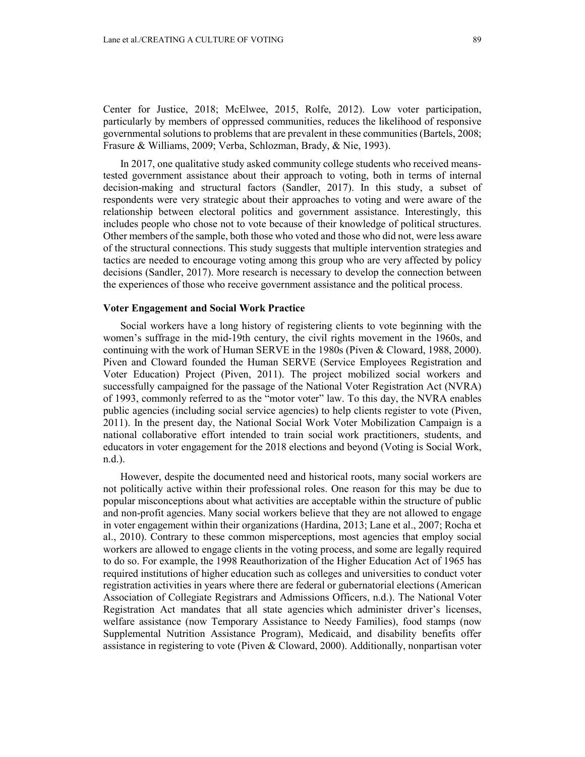Center for Justice, 2018; McElwee, 2015, Rolfe, 2012). Low voter participation, particularly by members of oppressed communities, reduces the likelihood of responsive governmental solutions to problems that are prevalent in these communities (Bartels, 2008; Frasure & Williams, 2009; Verba, Schlozman, Brady, & Nie, 1993).

In 2017, one qualitative study asked community college students who received means-tested government assistance about their approach to voting, both in terms of internal decision-making and structural factors (Sandler, 2017). In this study, a subset of respondents were very strategic about their approaches to voting and were aware of the relationship between electoral politics and government assistance. Interestingly, this includes people who chose not to vote because of their knowledge of political structures. Other members of the sample, both those who voted and those who did not, were less aware of the structural connections. This study suggests that multiple intervention strategies and tactics are needed to encourage voting among this group who are very affected by policy decisions (Sandler, 2017). More research is necessary to develop the connection between the experiences of those who receive government assistance and the political process.

### Voter Engagement and Social Work Practice

Social workers have a long history of registering clients to vote beginning with the women's suffrage in the mid-19th century, the civil rights movement in the 1960s, and continuing with the work of Human SERVE in the 1980s (Piven & Cloward, 1988, 2000). Piven and Cloward founded the Human SERVE (Service Employees Registration and Voter Education) Project (Piven, 2011). The project mobilized social workers and successfully campaigned for the passage of the National Voter Registration Act (NVRA) of 1993, commonly referred to as the "motor voter" law. To this day, the NVRA enables public agencies (including social service agencies) to help clients register to vote (Piven, 2011). In the present day, the National Social Work Voter Mobilization Campaign is a national collaborative effort intended to train social work practitioners, students, and educators in voter engagement for the 2018 elections and beyond (Voting is Social Work, n.d.).

However, despite the documented need and historical roots, many social workers are not politically active within their professional roles. One reason for this may be due to popular misconceptions about what activities are acceptable within the structure of public and non-profit agencies. Many social workers believe that they are not allowed to engage in voter engagement within their organizations (Hardina, 2013; Lane et al., 2007; Rocha et al., 2010). Contrary to these common misperceptions, most agencies that employ social workers are allowed to engage clients in the voting process, and some are legally required to do so. For example, the 1998 Reauthorization of the Higher Education Act of 1965 has required institutions of higher education such as colleges and universities to conduct voter registration activities in years where there are federal or gubernatorial elections (American Association of Collegiate Registrars and Admissions Officers, n.d.). The National Voter Registration Act mandates that all state agencies which administer driver's licenses, welfare assistance (now Temporary Assistance to Needy Families), food stamps (now Supplemental Nutrition Assistance Program), Medicaid, and disability benefits offer assistance in registering to vote (Piven & Cloward, 2000). Additionally, nonpartisan voter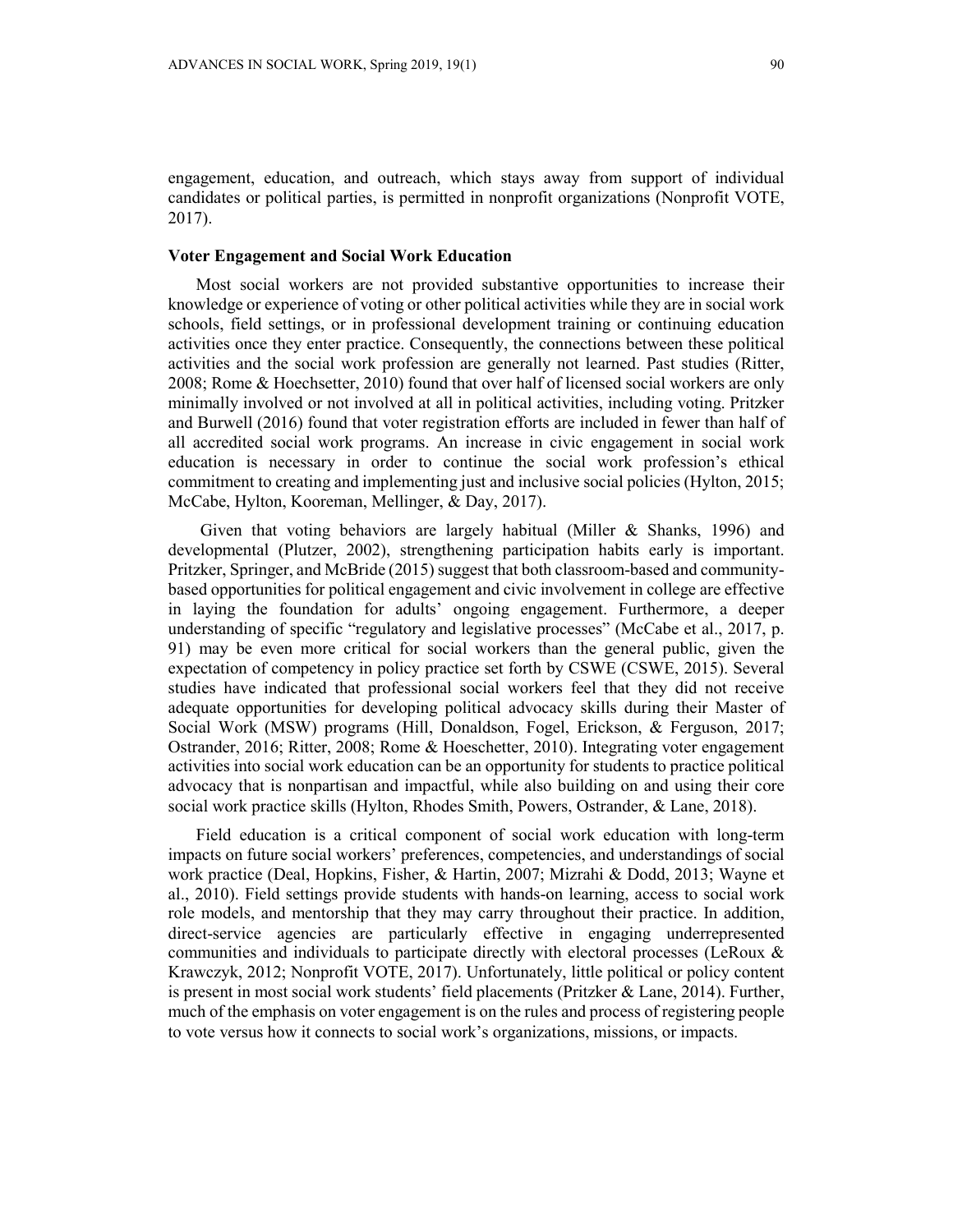engagement, education, and outreach, which stays away from support of individual candidates or political parties, is permitted in nonprofit organizations (Nonprofit VOTE, 2017).

### Voter Engagement and Social Work Education

Most social workers are not provided substantive opportunities to increase their knowledge or experience of voting or other political activities while they are in social work schools, field settings, or in professional development training or continuing education activities once they enter practice. Consequently, the connections between these political activities and the social work profession are generally not learned. Past studies (Ritter, 2008; Rome & Hoechsetter, 2010) found that over half of licensed social workers are only minimally involved or not involved at all in political activities, including voting. Pritzker and Burwell (2016) found that voter registration efforts are included in fewer than half of all accredited social work programs. An increase in civic engagement in social work education is necessary in order to continue the social work profession's ethical commitment to creating and implementing just and inclusive social policies (Hylton, 2015; McCabe, Hylton, Kooreman, Mellinger, & Day, 2017).

Given that voting behaviors are largely habitual (Miller & Shanks, 1996) and developmental (Plutzer, 2002), strengthening participation habits early is important. Pritzker, Springer, and McBride (2015) suggest that both classroom-based and community-based opportunities for political engagement and civic involvement in college are effective in laying the foundation for adults' ongoing engagement. Furthermore, a deeper understanding of specific "regulatory and legislative processes" (McCabe et al., 2017, p. 91) may be even more critical for social workers than the general public, given the expectation of competency in policy practice set forth by CSWE (CSWE, 2015). Several studies have indicated that professional social workers feel that they did not receive adequate opportunities for developing political advocacy skills during their Master of Social Work (MSW) programs (Hill, Donaldson, Fogel, Erickson, & Ferguson, 2017; Ostrander, 2016; Ritter, 2008; Rome & Hoeschetter, 2010). Integrating voter engagement activities into social work education can be an opportunity for students to practice political advocacy that is nonpartisan and impactful, while also building on and using their core social work practice skills (Hylton, Rhodes Smith, Powers, Ostrander, & Lane, 2018).

Field education is a critical component of social work education with long-term impacts on future social workers' preferences, competencies, and understandings of social work practice (Deal, Hopkins, Fisher, & Hartin, 2007; Mizrahi & Dodd, 2013; Wayne et al., 2010). Field settings provide students with hands-on learning, access to social work role models, and mentorship that they may carry throughout their practice. In addition, direct-service agencies are particularly effective in engaging underrepresented communities and individuals to participate directly with electoral processes (LeRoux & Krawczyk, 2012; Nonprofit VOTE, 2017). Unfortunately, little political or policy content is present in most social work students' field placements (Pritzker & Lane, 2014). Further, much of the emphasis on voter engagement is on the rules and process of registering people to vote versus how it connects to social work's organizations, missions, or impacts.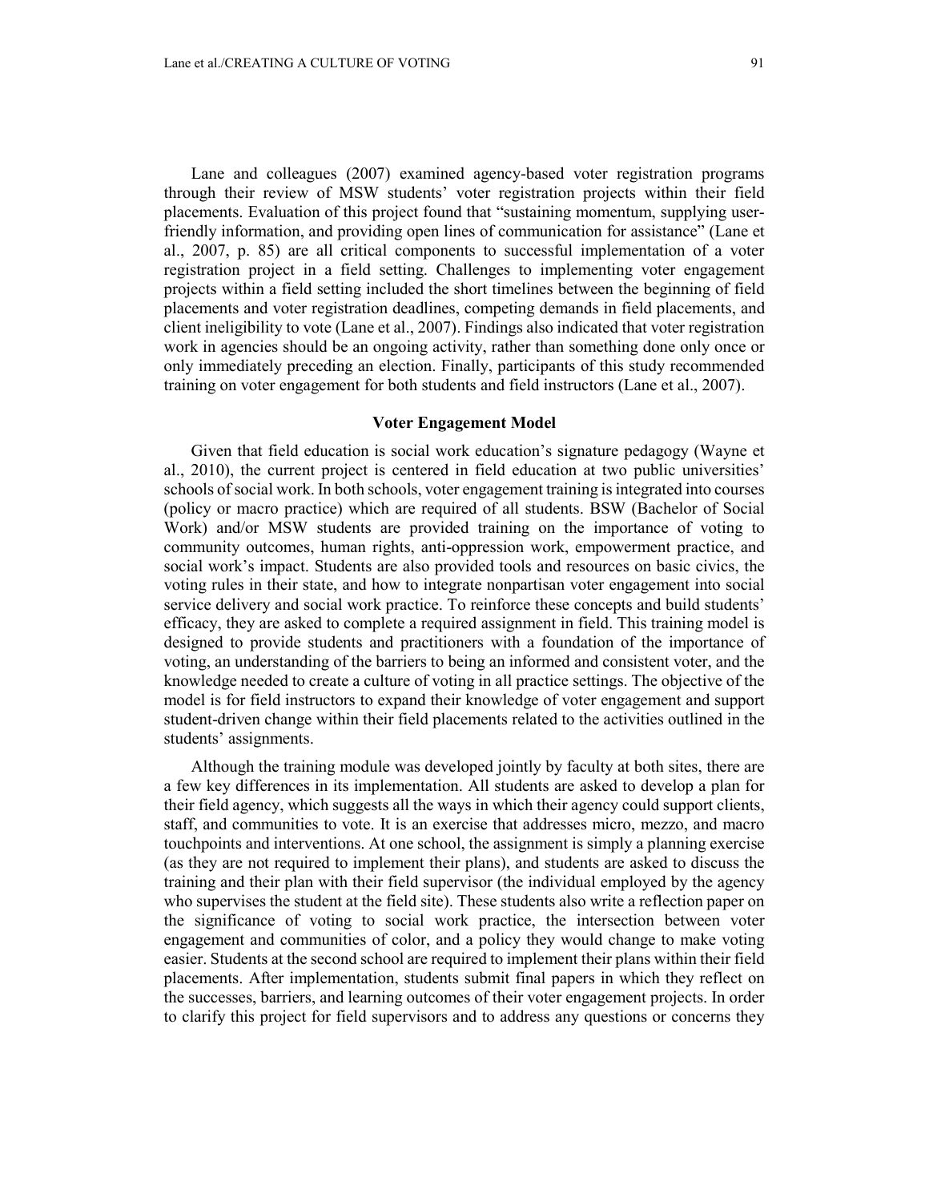Lane and colleagues (2007) examined agency-based voter registration programs through their review of MSW students' voter registration projects within their field placements. Evaluation of this project found that "sustaining momentum, supplying user-friendly information, and providing open lines of communication for assistance" (Lane et al., 2007, p. 85) are all critical components to successful implementation of a voter registration project in a field setting. Challenges to implementing voter engagement projects within a field setting included the short timelines between the beginning of field placements and voter registration deadlines, competing demands in field placements, and client ineligibility to vote (Lane et al., 2007). Findings also indicated that voter registration work in agencies should be an ongoing activity, rather than something done only once or only immediately preceding an election. Finally, participants of this study recommended training on voter engagement for both students and field instructors (Lane et al., 2007).

## Voter Engagement Model

Given that field education is social work education's signature pedagogy (Wayne et al., 2010), the current project is centered in field education at two public universities' schools of social work. In both schools, voter engagement training is integrated into courses (policy or macro practice) which are required of all students. BSW (Bachelor of Social Work) and/or MSW students are provided training on the importance of voting to community outcomes, human rights, anti-oppression work, empowerment practice, and social work's impact. Students are also provided tools and resources on basic civics, the voting rules in their state, and how to integrate nonpartisan voter engagement into social service delivery and social work practice. To reinforce these concepts and build students' efficacy, they are asked to complete a required assignment in field. This training model is designed to provide students and practitioners with a foundation of the importance of voting, an understanding of the barriers to being an informed and consistent voter, and the knowledge needed to create a culture of voting in all practice settings. The objective of the model is for field instructors to expand their knowledge of voter engagement and support student-driven change within their field placements related to the activities outlined in the students' assignments.

Although the training module was developed jointly by faculty at both sites, there are a few key differences in its implementation. All students are asked to develop a plan for their field agency, which suggests all the ways in which their agency could support clients, staff, and communities to vote. It is an exercise that addresses micro, mezzo, and macro touchpoints and interventions. At one school, the assignment is simply a planning exercise (as they are not required to implement their plans), and students are asked to discuss the training and their plan with their field supervisor (the individual employed by the agency who supervises the student at the field site). These students also write a reflection paper on the significance of voting to social work practice, the intersection between voter engagement and communities of color, and a policy they would change to make voting easier. Students at the second school are required to implement their plans within their field placements. After implementation, students submit final papers in which they reflect on the successes, barriers, and learning outcomes of their voter engagement projects. In order to clarify this project for field supervisors and to address any questions or concerns they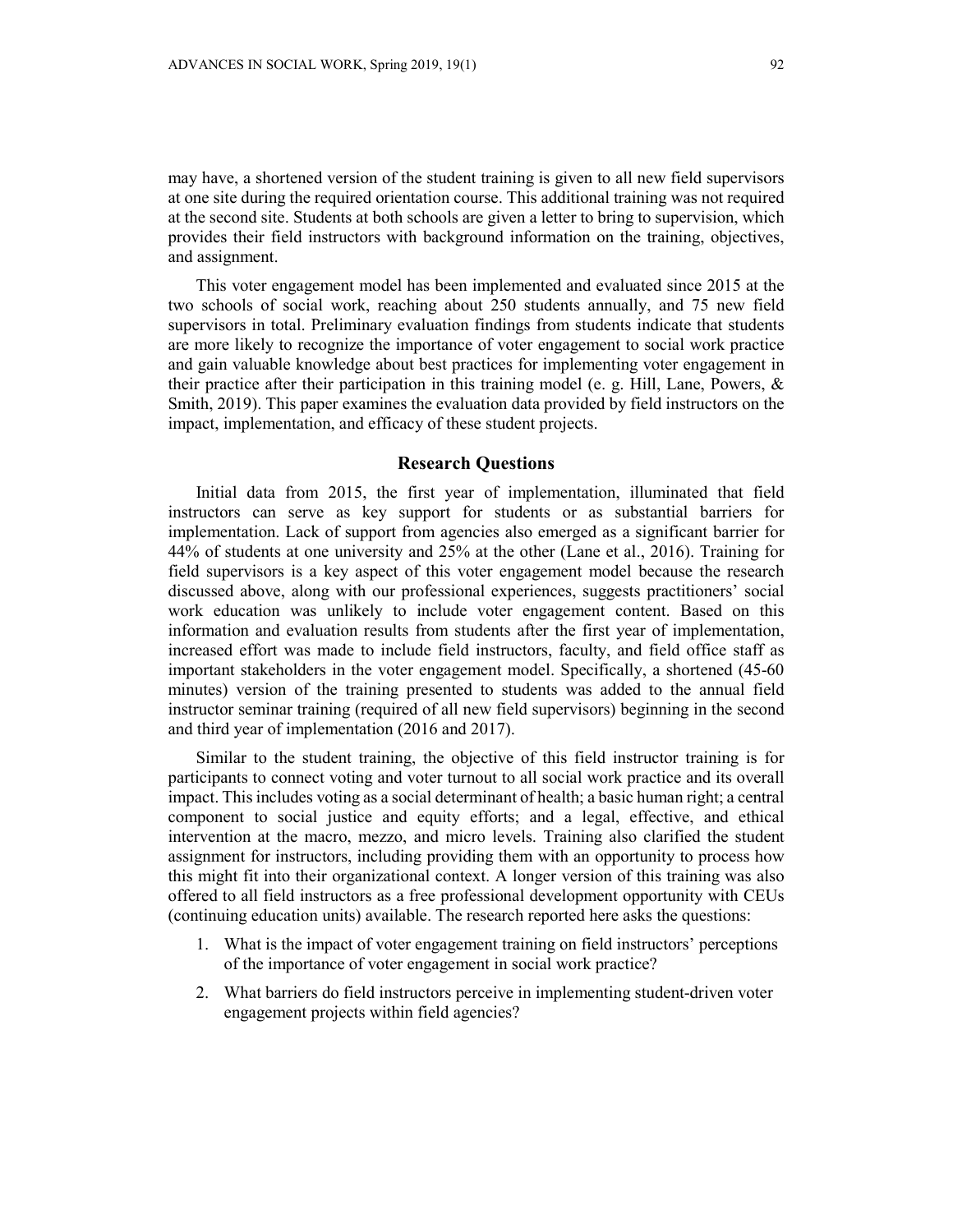may have, a shortened version of the student training is given to all new field supervisors at one site during the required orientation course. This additional training was not required at the second site. Students at both schools are given a letter to bring to supervision, which provides their field instructors with background information on the training, objectives, and assignment.

This voter engagement model has been implemented and evaluated since 2015 at the two schools of social work, reaching about 250 students annually, and 75 new field supervisors in total. Preliminary evaluation findings from students indicate that students are more likely to recognize the importance of voter engagement to social work practice and gain valuable knowledge about best practices for implementing voter engagement in their practice after their participation in this training model (e. g. Hill, Lane, Powers, & Smith, 2019). This paper examines the evaluation data provided by field instructors on the impact, implementation, and efficacy of these student projects.

## Research Questions

Initial data from 2015, the first year of implementation, illuminated that field instructors can serve as key support for students or as substantial barriers for implementation. Lack of support from agencies also emerged as a significant barrier for 44% of students at one university and 25% at the other (Lane et al., 2016). Training for field supervisors is a key aspect of this voter engagement model because the research discussed above, along with our professional experiences, suggests practitioners' social work education was unlikely to include voter engagement content. Based on this information and evaluation results from students after the first year of implementation, increased effort was made to include field instructors, faculty, and field office staff as important stakeholders in the voter engagement model. Specifically, a shortened (45-60 minutes) version of the training presented to students was added to the annual field instructor seminar training (required of all new field supervisors) beginning in the second and third year of implementation (2016 and 2017).

Similar to the student training, the objective of this field instructor training is for participants to connect voting and voter turnout to all social work practice and its overall impact. This includes voting as a social determinant of health; a basic human right; a central component to social justice and equity efforts; and a legal, effective, and ethical intervention at the macro, mezzo, and micro levels. Training also clarified the student assignment for instructors, including providing them with an opportunity to process how this might fit into their organizational context. A longer version of this training was also offered to all field instructors as a free professional development opportunity with CEUs (continuing education units) available. The research reported here asks the questions:

1. What is the impact of voter engagement training on field instructors' perceptions of the importance of voter engagement in social work practice?
2. What barriers do field instructors perceive in implementing student-driven voter engagement projects within field agencies?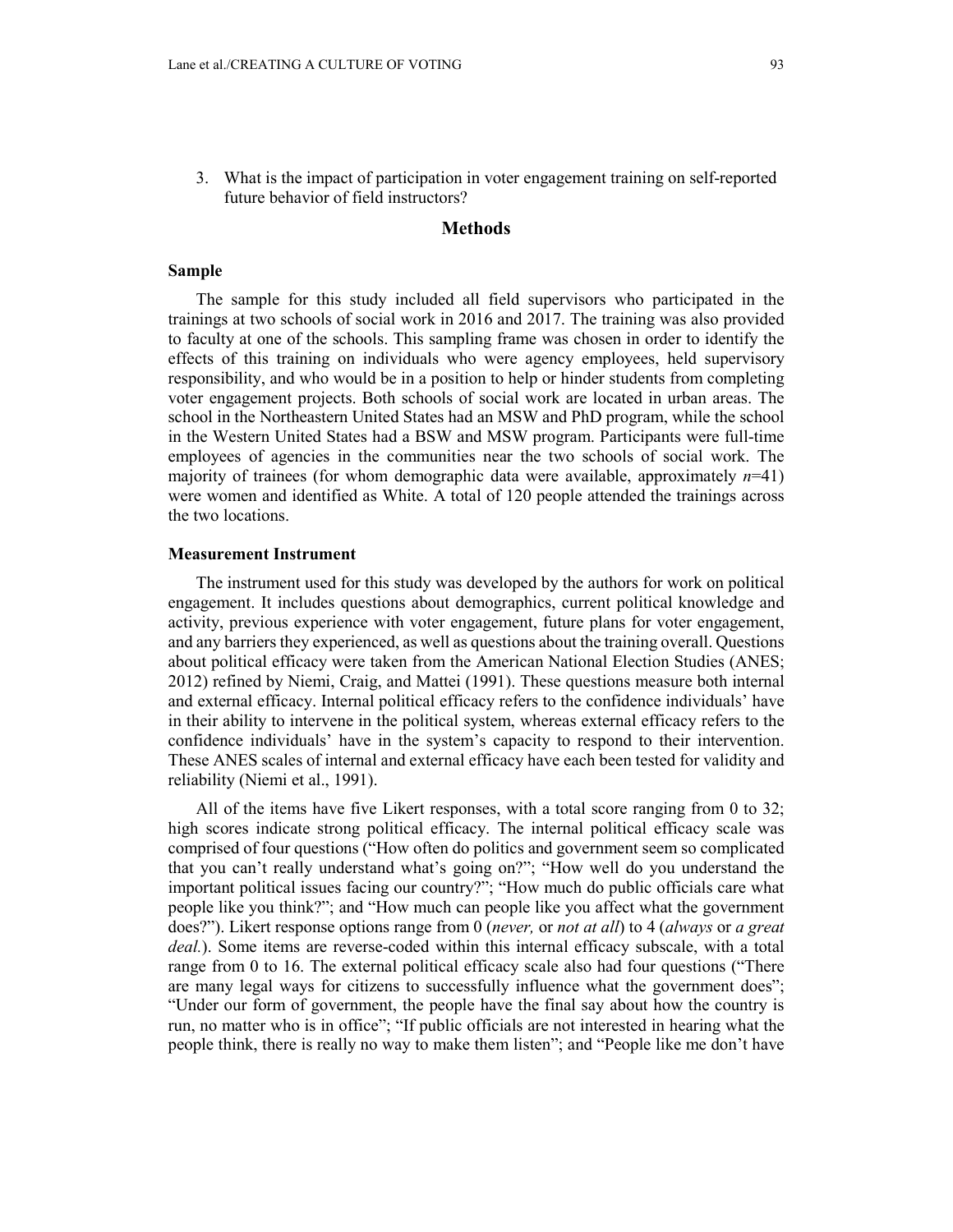3. What is the impact of participation in voter engagement training on self-reported future behavior of field instructors?

## Methods

### Sample

The sample for this study included all field supervisors who participated in the trainings at two schools of social work in 2016 and 2017. The training was also provided to faculty at one of the schools. This sampling frame was chosen in order to identify the effects of this training on individuals who were agency employees, held supervisory responsibility, and who would be in a position to help or hinder students from completing voter engagement projects. Both schools of social work are located in urban areas. The school in the Northeastern United States had an MSW and PhD program, while the school in the Western United States had a BSW and MSW program. Participants were full-time employees of agencies in the communities near the two schools of social work. The majority of trainees (for whom demographic data were available, approximately *n*=41) were women and identified as White. A total of 120 people attended the trainings across the two locations.

### Measurement Instrument

The instrument used for this study was developed by the authors for work on political engagement. It includes questions about demographics, current political knowledge and activity, previous experience with voter engagement, future plans for voter engagement, and any barriers they experienced, as well as questions about the training overall. Questions about political efficacy were taken from the American National Election Studies (ANES; 2012) refined by Niemi, Craig, and Mattei (1991). These questions measure both internal and external efficacy. Internal political efficacy refers to the confidence individuals' have in their ability to intervene in the political system, whereas external efficacy refers to the confidence individuals' have in the system's capacity to respond to their intervention. These ANES scales of internal and external efficacy have each been tested for validity and reliability (Niemi et al., 1991).

All of the items have five Likert responses, with a total score ranging from 0 to 32; high scores indicate strong political efficacy. The internal political efficacy scale was comprised of four questions ("How often do politics and government seem so complicated that you can't really understand what's going on?"; "How well do you understand the important political issues facing our country?"; "How much do public officials care what people like you think?"; and "How much can people like you affect what the government does?"). Likert response options range from 0 (*never,* or *not at all*) to 4 (*always* or *a great deal.*). Some items are reverse-coded within this internal efficacy subscale, with a total range from 0 to 16. The external political efficacy scale also had four questions ("There are many legal ways for citizens to successfully influence what the government does"; "Under our form of government, the people have the final say about how the country is run, no matter who is in office"; "If public officials are not interested in hearing what the people think, there is really no way to make them listen"; and "People like me don't have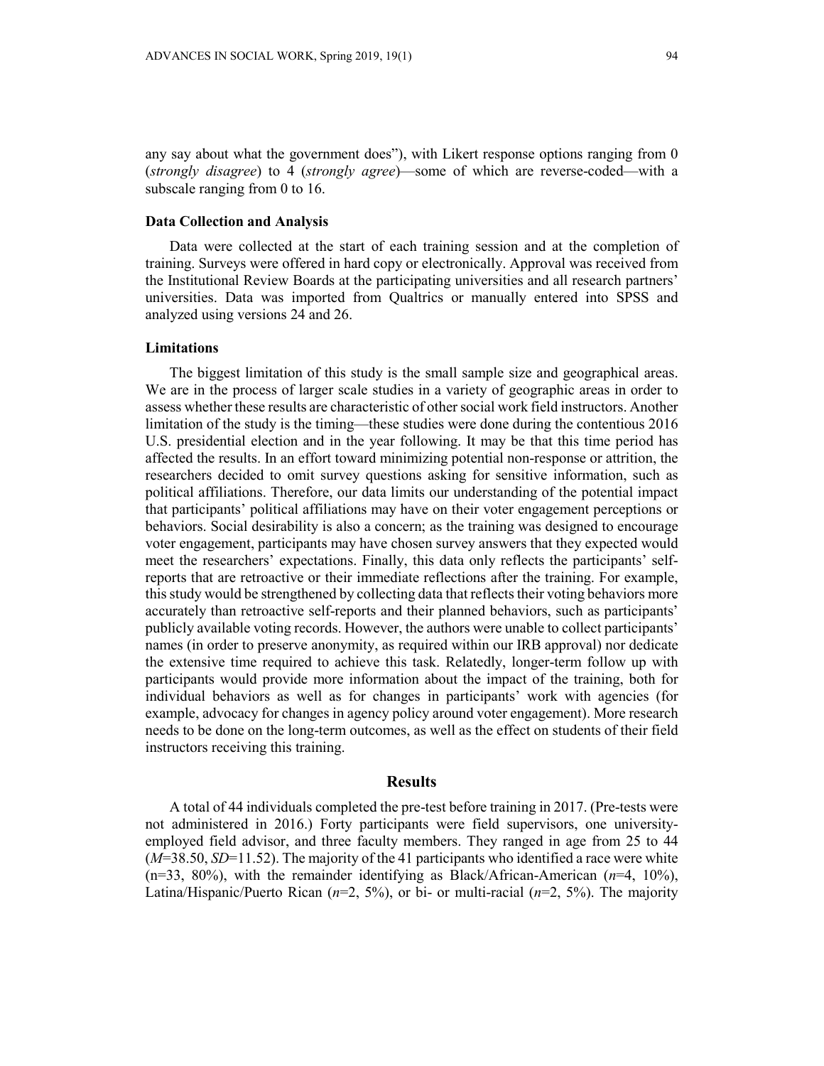any say about what the government does"), with Likert response options ranging from 0 (*strongly disagree*) to 4 (*strongly agree*)—some of which are reverse-coded—with a subscale ranging from 0 to 16.

### Data Collection and Analysis

Data were collected at the start of each training session and at the completion of training. Surveys were offered in hard copy or electronically. Approval was received from the Institutional Review Boards at the participating universities and all research partners' universities. Data was imported from Qualtrics or manually entered into SPSS and analyzed using versions 24 and 26.

### Limitations

The biggest limitation of this study is the small sample size and geographical areas. We are in the process of larger scale studies in a variety of geographic areas in order to assess whether these results are characteristic of other social work field instructors. Another limitation of the study is the timing—these studies were done during the contentious 2016 U.S. presidential election and in the year following. It may be that this time period has affected the results. In an effort toward minimizing potential non-response or attrition, the researchers decided to omit survey questions asking for sensitive information, such as political affiliations. Therefore, our data limits our understanding of the potential impact that participants' political affiliations may have on their voter engagement perceptions or behaviors. Social desirability is also a concern; as the training was designed to encourage voter engagement, participants may have chosen survey answers that they expected would meet the researchers' expectations. Finally, this data only reflects the participants' self-reports that are retroactive or their immediate reflections after the training. For example, this study would be strengthened by collecting data that reflects their voting behaviors more accurately than retroactive self-reports and their planned behaviors, such as participants' publicly available voting records. However, the authors were unable to collect participants' names (in order to preserve anonymity, as required within our IRB approval) nor dedicate the extensive time required to achieve this task. Relatedly, longer-term follow up with participants would provide more information about the impact of the training, both for individual behaviors as well as for changes in participants' work with agencies (for example, advocacy for changes in agency policy around voter engagement). More research needs to be done on the long-term outcomes, as well as the effect on students of their field instructors receiving this training.

## Results

A total of 44 individuals completed the pre-test before training in 2017. (Pre-tests were not administered in 2016.) Forty participants were field supervisors, one university-employed field advisor, and three faculty members. They ranged in age from 25 to 44 ($M$=38.50, $SD$=11.52). The majority of the 41 participants who identified a race were white (n=33, 80%), with the remainder identifying as Black/African-American ($n$=4, 10%), Latina/Hispanic/Puerto Rican ($n$=2, 5%), or bi- or multi-racial ($n$=2, 5%). The majority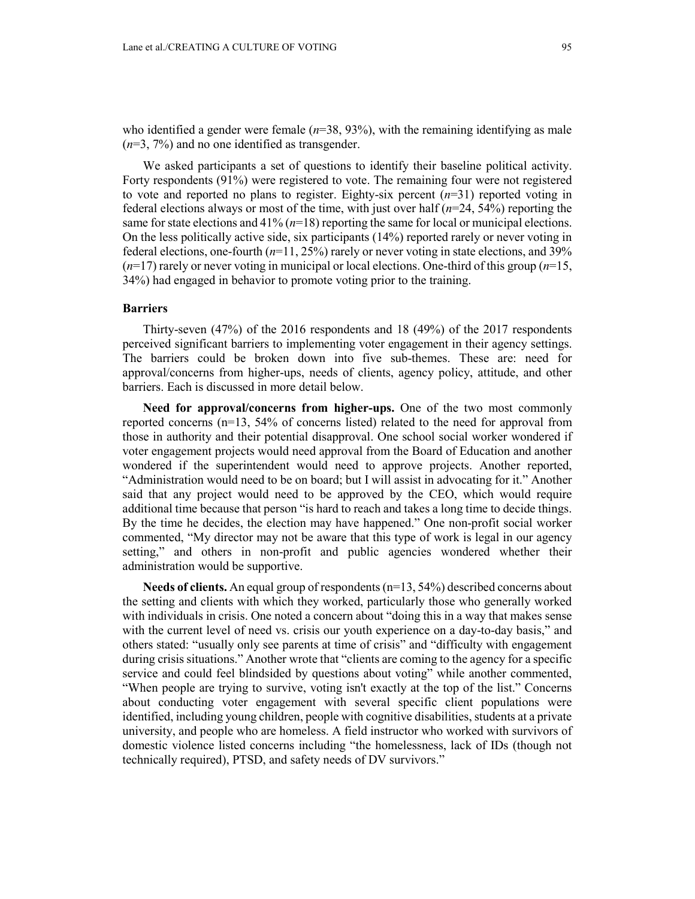who identified a gender were female (*n*=38, 93%), with the remaining identifying as male (*n*=3, 7%) and no one identified as transgender.

We asked participants a set of questions to identify their baseline political activity. Forty respondents (91%) were registered to vote. The remaining four were not registered to vote and reported no plans to register. Eighty-six percent (*n*=31) reported voting in federal elections always or most of the time, with just over half (*n*=24, 54%) reporting the same for state elections and 41% (*n*=18) reporting the same for local or municipal elections. On the less politically active side, six participants (14%) reported rarely or never voting in federal elections, one-fourth (*n*=11, 25%) rarely or never voting in state elections, and 39% (*n*=17) rarely or never voting in municipal or local elections. One-third of this group (*n*=15, 34%) had engaged in behavior to promote voting prior to the training.

### Barriers

Thirty-seven (47%) of the 2016 respondents and 18 (49%) of the 2017 respondents perceived significant barriers to implementing voter engagement in their agency settings. The barriers could be broken down into five sub-themes. These are: need for approval/concerns from higher-ups, needs of clients, agency policy, attitude, and other barriers. Each is discussed in more detail below.

**Need for approval/concerns from higher-ups.** One of the two most commonly reported concerns (n=13, 54% of concerns listed) related to the need for approval from those in authority and their potential disapproval. One school social worker wondered if voter engagement projects would need approval from the Board of Education and another wondered if the superintendent would need to approve projects. Another reported, "Administration would need to be on board; but I will assist in advocating for it." Another said that any project would need to be approved by the CEO, which would require additional time because that person "is hard to reach and takes a long time to decide things. By the time he decides, the election may have happened." One non-profit social worker commented, "My director may not be aware that this type of work is legal in our agency setting," and others in non-profit and public agencies wondered whether their administration would be supportive.

**Needs of clients.** An equal group of respondents (n=13, 54%) described concerns about the setting and clients with which they worked, particularly those who generally worked with individuals in crisis. One noted a concern about "doing this in a way that makes sense with the current level of need vs. crisis our youth experience on a day-to-day basis," and others stated: "usually only see parents at time of crisis" and "difficulty with engagement during crisis situations." Another wrote that "clients are coming to the agency for a specific service and could feel blindsided by questions about voting" while another commented, "When people are trying to survive, voting isn't exactly at the top of the list." Concerns about conducting voter engagement with several specific client populations were identified, including young children, people with cognitive disabilities, students at a private university, and people who are homeless. A field instructor who worked with survivors of domestic violence listed concerns including "the homelessness, lack of IDs (though not technically required), PTSD, and safety needs of DV survivors."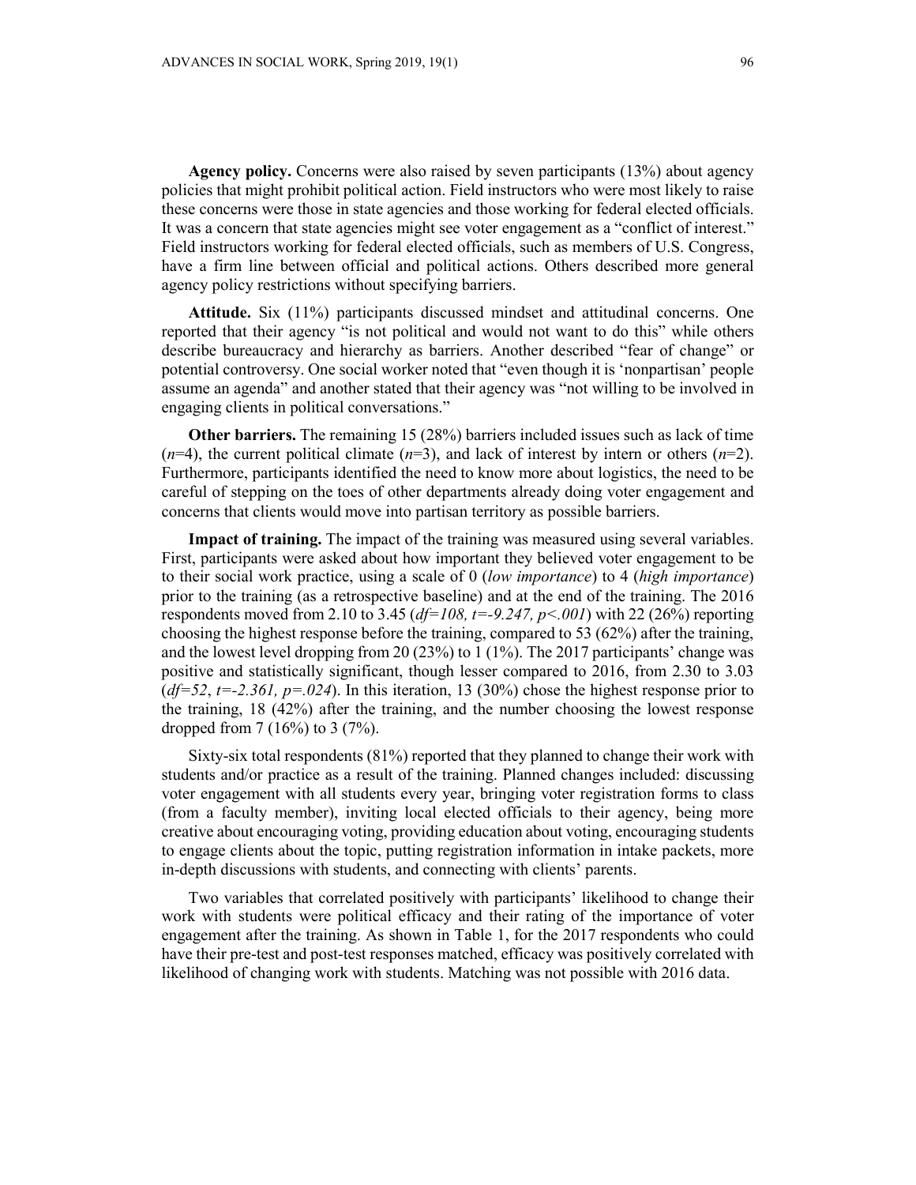**Agency policy.** Concerns were also raised by seven participants (13%) about agency policies that might prohibit political action. Field instructors who were most likely to raise these concerns were those in state agencies and those working for federal elected officials. It was a concern that state agencies might see voter engagement as a "conflict of interest." Field instructors working for federal elected officials, such as members of U.S. Congress, have a firm line between official and political actions. Others described more general agency policy restrictions without specifying barriers.

**Attitude.** Six (11%) participants discussed mindset and attitudinal concerns. One reported that their agency "is not political and would not want to do this" while others describe bureaucracy and hierarchy as barriers. Another described "fear of change" or potential controversy. One social worker noted that "even though it is 'nonpartisan' people assume an agenda" and another stated that their agency was "not willing to be involved in engaging clients in political conversations."

**Other barriers.** The remaining 15 (28%) barriers included issues such as lack of time ($n$=4), the current political climate ($n$=3), and lack of interest by intern or others ($n$=2). Furthermore, participants identified the need to know more about logistics, the need to be careful of stepping on the toes of other departments already doing voter engagement and concerns that clients would move into partisan territory as possible barriers.

**Impact of training.** The impact of the training was measured using several variables. First, participants were asked about how important they believed voter engagement to be to their social work practice, using a scale of 0 (*low importance*) to 4 (*high importance*) prior to the training (as a retrospective baseline) and at the end of the training. The 2016 respondents moved from 2.10 to 3.45 ($df=108$, $t=-9.247$, $p<.001$) with 22 (26%) reporting choosing the highest response before the training, compared to 53 (62%) after the training, and the lowest level dropping from 20 (23%) to 1 (1%). The 2017 participants' change was positive and statistically significant, though lesser compared to 2016, from 2.30 to 3.03 ($df=52$, $t=-2.361$, $p=.024$). In this iteration, 13 (30%) chose the highest response prior to the training, 18 (42%) after the training, and the number choosing the lowest response dropped from 7 (16%) to 3 (7%).

Sixty-six total respondents (81%) reported that they planned to change their work with students and/or practice as a result of the training. Planned changes included: discussing voter engagement with all students every year, bringing voter registration forms to class (from a faculty member), inviting local elected officials to their agency, being more creative about encouraging voting, providing education about voting, encouraging students to engage clients about the topic, putting registration information in intake packets, more in-depth discussions with students, and connecting with clients' parents.

Two variables that correlated positively with participants' likelihood to change their work with students were political efficacy and their rating of the importance of voter engagement after the training. As shown in Table 1, for the 2017 respondents who could have their pre-test and post-test responses matched, efficacy was positively correlated with likelihood of changing work with students. Matching was not possible with 2016 data.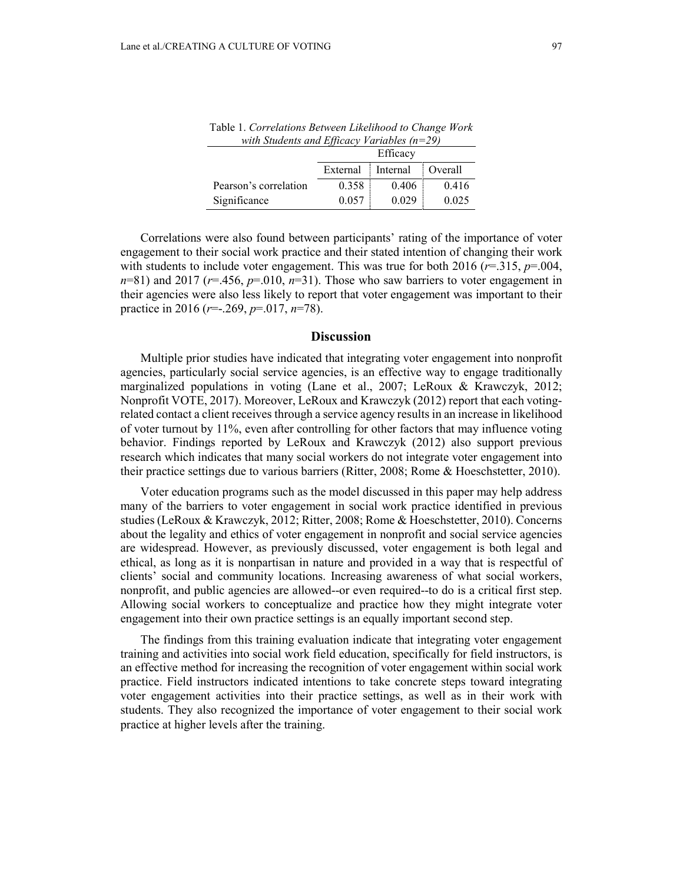Table 1. *Correlations Between Likelihood to Change Work with Students and Efficacy Variables (n=29)*

| | Efficacy | | |
|---|---|---|---|
| | External | Internal | Overall |
| Pearson's correlation | 0.358 | 0.406 | 0.416 |
| Significance | 0.057 | 0.029 | 0.025 |

Correlations were also found between participants' rating of the importance of voter engagement to their social work practice and their stated intention of changing their work with students to include voter engagement. This was true for both 2016 ($r$=.315, $p$=.004, $n$=81) and 2017 ($r$=.456, $p$=.010, $n$=31). Those who saw barriers to voter engagement in their agencies were also less likely to report that voter engagement was important to their practice in 2016 ($r$=-.269, $p$=.017, $n$=78).

## Discussion

Multiple prior studies have indicated that integrating voter engagement into nonprofit agencies, particularly social service agencies, is an effective way to engage traditionally marginalized populations in voting (Lane et al., 2007; LeRoux & Krawczyk, 2012; Nonprofit VOTE, 2017). Moreover, LeRoux and Krawczyk (2012) report that each voting-related contact a client receives through a service agency results in an increase in likelihood of voter turnout by 11%, even after controlling for other factors that may influence voting behavior. Findings reported by LeRoux and Krawczyk (2012) also support previous research which indicates that many social workers do not integrate voter engagement into their practice settings due to various barriers (Ritter, 2008; Rome & Hoeschstetter, 2010).

Voter education programs such as the model discussed in this paper may help address many of the barriers to voter engagement in social work practice identified in previous studies (LeRoux & Krawczyk, 2012; Ritter, 2008; Rome & Hoeschstetter, 2010). Concerns about the legality and ethics of voter engagement in nonprofit and social service agencies are widespread. However, as previously discussed, voter engagement is both legal and ethical, as long as it is nonpartisan in nature and provided in a way that is respectful of clients' social and community locations. Increasing awareness of what social workers, nonprofit, and public agencies are allowed--or even required--to do is a critical first step. Allowing social workers to conceptualize and practice how they might integrate voter engagement into their own practice settings is an equally important second step.

The findings from this training evaluation indicate that integrating voter engagement training and activities into social work field education, specifically for field instructors, is an effective method for increasing the recognition of voter engagement within social work practice. Field instructors indicated intentions to take concrete steps toward integrating voter engagement activities into their practice settings, as well as in their work with students. They also recognized the importance of voter engagement to their social work practice at higher levels after the training.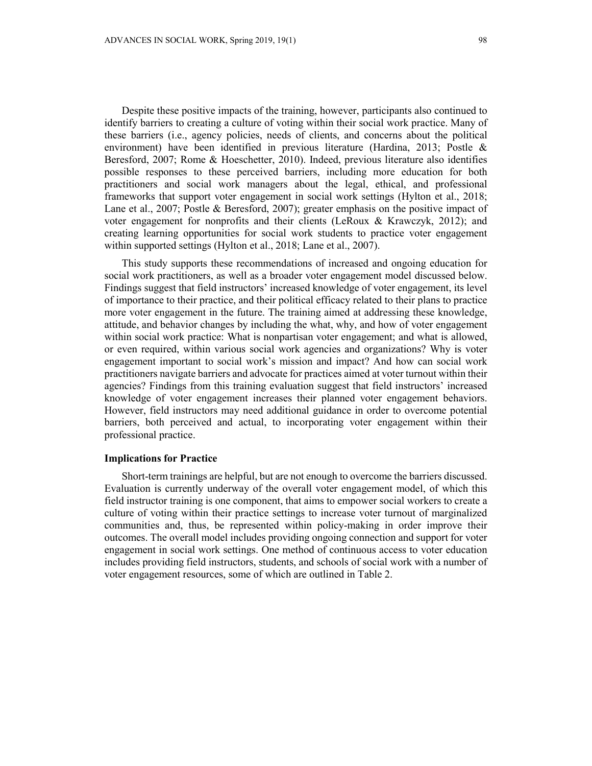Despite these positive impacts of the training, however, participants also continued to identify barriers to creating a culture of voting within their social work practice. Many of these barriers (i.e., agency policies, needs of clients, and concerns about the political environment) have been identified in previous literature (Hardina, 2013; Postle & Beresford, 2007; Rome & Hoeschetter, 2010). Indeed, previous literature also identifies possible responses to these perceived barriers, including more education for both practitioners and social work managers about the legal, ethical, and professional frameworks that support voter engagement in social work settings (Hylton et al., 2018; Lane et al., 2007; Postle & Beresford, 2007); greater emphasis on the positive impact of voter engagement for nonprofits and their clients (LeRoux & Krawczyk, 2012); and creating learning opportunities for social work students to practice voter engagement within supported settings (Hylton et al., 2018; Lane et al., 2007).

This study supports these recommendations of increased and ongoing education for social work practitioners, as well as a broader voter engagement model discussed below. Findings suggest that field instructors' increased knowledge of voter engagement, its level of importance to their practice, and their political efficacy related to their plans to practice more voter engagement in the future. The training aimed at addressing these knowledge, attitude, and behavior changes by including the what, why, and how of voter engagement within social work practice: What is nonpartisan voter engagement; and what is allowed, or even required, within various social work agencies and organizations? Why is voter engagement important to social work's mission and impact? And how can social work practitioners navigate barriers and advocate for practices aimed at voter turnout within their agencies? Findings from this training evaluation suggest that field instructors' increased knowledge of voter engagement increases their planned voter engagement behaviors. However, field instructors may need additional guidance in order to overcome potential barriers, both perceived and actual, to incorporating voter engagement within their professional practice.

### Implications for Practice

Short-term trainings are helpful, but are not enough to overcome the barriers discussed. Evaluation is currently underway of the overall voter engagement model, of which this field instructor training is one component, that aims to empower social workers to create a culture of voting within their practice settings to increase voter turnout of marginalized communities and, thus, be represented within policy-making in order improve their outcomes. The overall model includes providing ongoing connection and support for voter engagement in social work settings. One method of continuous access to voter education includes providing field instructors, students, and schools of social work with a number of voter engagement resources, some of which are outlined in Table 2.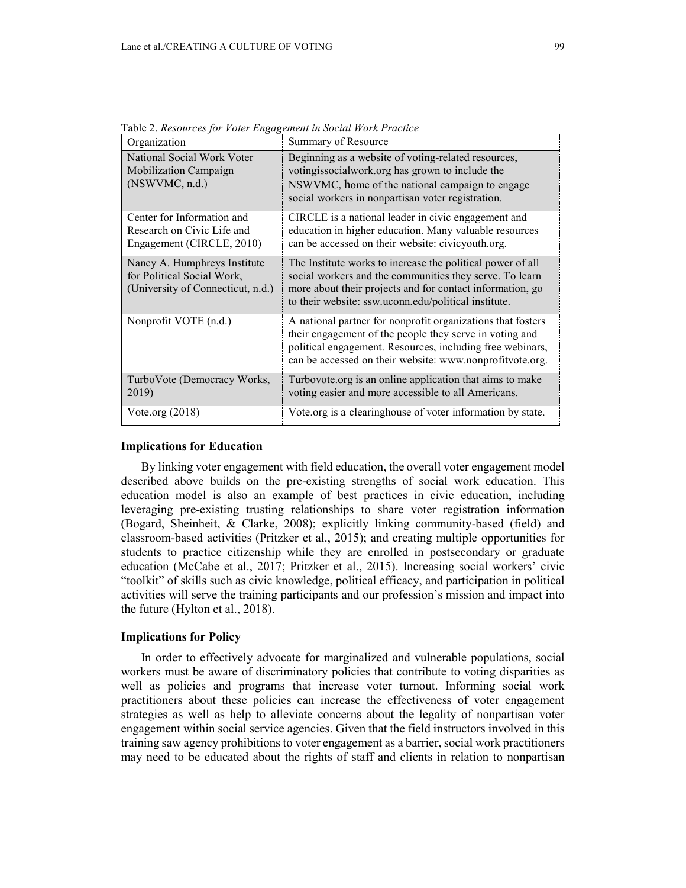Table 2. *Resources for Voter Engagement in Social Work Practice*

| Organization | Summary of Resource |
| --- | --- |
| National Social Work Voter Mobilization Campaign (NSWVMC, n.d.) | Beginning as a website of voting-related resources, votingissocialwork.org has grown to include the NSWVMC, home of the national campaign to engage social workers in nonpartisan voter registration. |
| Center for Information and Research on Civic Life and Engagement (CIRCLE, 2010) | CIRCLE is a national leader in civic engagement and education in higher education. Many valuable resources can be accessed on their website: civicyouth.org. |
| Nancy A. Humphreys Institute for Political Social Work, (University of Connecticut, n.d.) | The Institute works to increase the political power of all social workers and the communities they serve. To learn more about their projects and for contact information, go to their website: ssw.uconn.edu/political institute. |
| Nonprofit VOTE (n.d.) | A national partner for nonprofit organizations that fosters their engagement of the people they serve in voting and political engagement. Resources, including free webinars, can be accessed on their website: www.nonprofitvote.org. |
| TurboVote (Democracy Works, 2019) | Turbovote.org is an online application that aims to make voting easier and more accessible to all Americans. |
| Vote.org (2018) | Vote.org is a clearinghouse of voter information by state. |

### Implications for Education

By linking voter engagement with field education, the overall voter engagement model described above builds on the pre-existing strengths of social work education. This education model is also an example of best practices in civic education, including leveraging pre-existing trusting relationships to share voter registration information (Bogard, Sheinheit, & Clarke, 2008); explicitly linking community-based (field) and classroom-based activities (Pritzker et al., 2015); and creating multiple opportunities for students to practice citizenship while they are enrolled in postsecondary or graduate education (McCabe et al., 2017; Pritzker et al., 2015). Increasing social workers' civic "toolkit" of skills such as civic knowledge, political efficacy, and participation in political activities will serve the training participants and our profession's mission and impact into the future (Hylton et al., 2018).

### Implications for Policy

In order to effectively advocate for marginalized and vulnerable populations, social workers must be aware of discriminatory policies that contribute to voting disparities as well as policies and programs that increase voter turnout. Informing social work practitioners about these policies can increase the effectiveness of voter engagement strategies as well as help to alleviate concerns about the legality of nonpartisan voter engagement within social service agencies. Given that the field instructors involved in this training saw agency prohibitions to voter engagement as a barrier, social work practitioners may need to be educated about the rights of staff and clients in relation to nonpartisan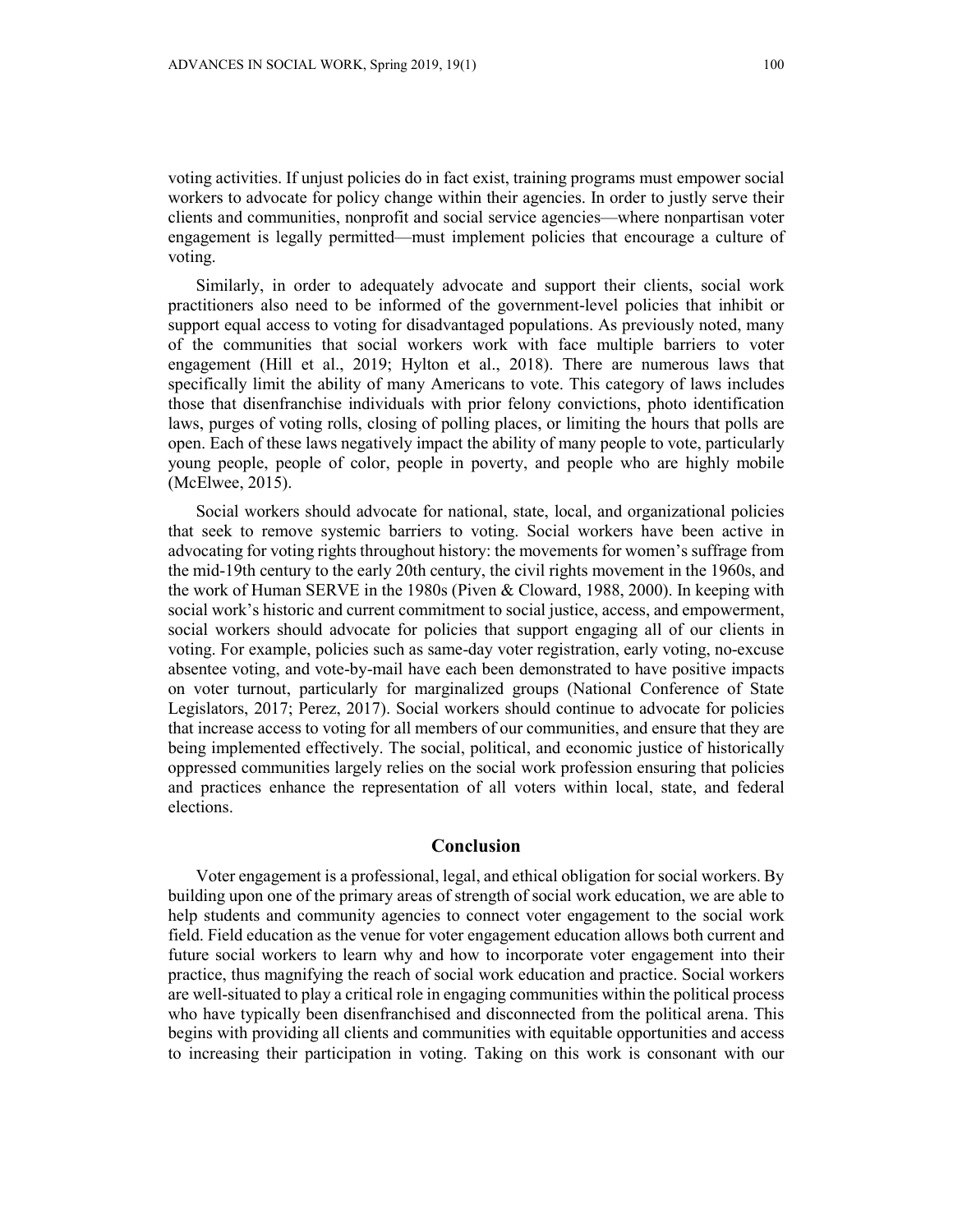voting activities. If unjust policies do in fact exist, training programs must empower social workers to advocate for policy change within their agencies. In order to justly serve their clients and communities, nonprofit and social service agencies—where nonpartisan voter engagement is legally permitted—must implement policies that encourage a culture of voting.

Similarly, in order to adequately advocate and support their clients, social work practitioners also need to be informed of the government-level policies that inhibit or support equal access to voting for disadvantaged populations. As previously noted, many of the communities that social workers work with face multiple barriers to voter engagement (Hill et al., 2019; Hylton et al., 2018). There are numerous laws that specifically limit the ability of many Americans to vote. This category of laws includes those that disenfranchise individuals with prior felony convictions, photo identification laws, purges of voting rolls, closing of polling places, or limiting the hours that polls are open. Each of these laws negatively impact the ability of many people to vote, particularly young people, people of color, people in poverty, and people who are highly mobile (McElwee, 2015).

Social workers should advocate for national, state, local, and organizational policies that seek to remove systemic barriers to voting. Social workers have been active in advocating for voting rights throughout history: the movements for women's suffrage from the mid-19th century to the early 20th century, the civil rights movement in the 1960s, and the work of Human SERVE in the 1980s (Piven & Cloward, 1988, 2000). In keeping with social work's historic and current commitment to social justice, access, and empowerment, social workers should advocate for policies that support engaging all of our clients in voting. For example, policies such as same-day voter registration, early voting, no-excuse absentee voting, and vote-by-mail have each been demonstrated to have positive impacts on voter turnout, particularly for marginalized groups (National Conference of State Legislators, 2017; Perez, 2017). Social workers should continue to advocate for policies that increase access to voting for all members of our communities, and ensure that they are being implemented effectively. The social, political, and economic justice of historically oppressed communities largely relies on the social work profession ensuring that policies and practices enhance the representation of all voters within local, state, and federal elections.

## Conclusion

Voter engagement is a professional, legal, and ethical obligation for social workers. By building upon one of the primary areas of strength of social work education, we are able to help students and community agencies to connect voter engagement to the social work field. Field education as the venue for voter engagement education allows both current and future social workers to learn why and how to incorporate voter engagement into their practice, thus magnifying the reach of social work education and practice. Social workers are well-situated to play a critical role in engaging communities within the political process who have typically been disenfranchised and disconnected from the political arena. This begins with providing all clients and communities with equitable opportunities and access to increasing their participation in voting. Taking on this work is consonant with our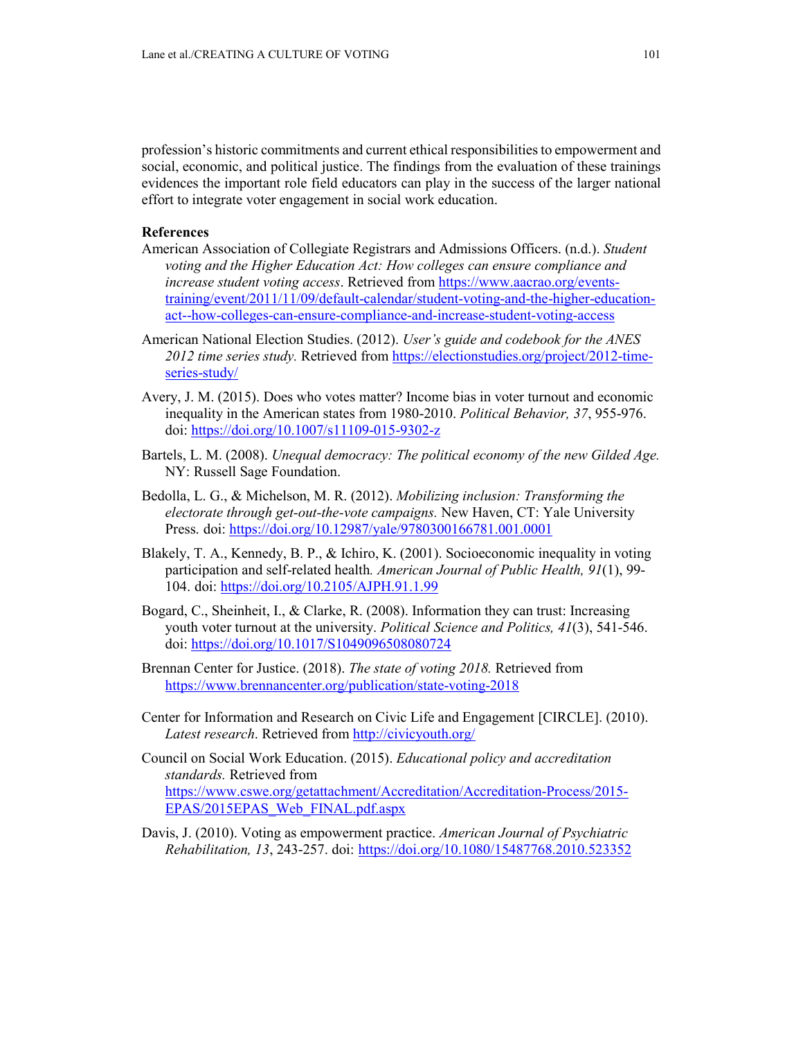profession's historic commitments and current ethical responsibilities to empowerment and social, economic, and political justice. The findings from the evaluation of these trainings evidences the important role field educators can play in the success of the larger national effort to integrate voter engagement in social work education.

**References**

American Association of Collegiate Registrars and Admissions Officers. (n.d.). *Student voting and the Higher Education Act: How colleges can ensure compliance and increase student voting access*. Retrieved from https://www.aacrao.org/events-training/event/2011/11/09/default-calendar/student-voting-and-the-higher-education-act--how-colleges-can-ensure-compliance-and-increase-student-voting-access

American National Election Studies. (2012). *User's guide and codebook for the ANES 2012 time series study.* Retrieved from https://electionstudies.org/project/2012-time-series-study/

Avery, J. M. (2015). Does who votes matter? Income bias in voter turnout and economic inequality in the American states from 1980-2010. *Political Behavior, 37*, 955-976. doi: https://doi.org/10.1007/s11109-015-9302-z

Bartels, L. M. (2008). *Unequal democracy: The political economy of the new Gilded Age.* NY: Russell Sage Foundation.

Bedolla, L. G., & Michelson, M. R. (2012). *Mobilizing inclusion: Transforming the electorate through get-out-the-vote campaigns.* New Haven, CT: Yale University Press. doi: https://doi.org/10.12987/yale/9780300166781.001.0001

Blakely, T. A., Kennedy, B. P., & Ichiro, K. (2001). Socioeconomic inequality in voting participation and self-related health. *American Journal of Public Health, 91*(1), 99-104. doi: https://doi.org/10.2105/AJPH.91.1.99

Bogard, C., Sheinheit, I., & Clarke, R. (2008). Information they can trust: Increasing youth voter turnout at the university. *Political Science and Politics, 41*(3), 541-546. doi: https://doi.org/10.1017/S1049096508080724

Brennan Center for Justice. (2018). *The state of voting 2018.* Retrieved from https://www.brennancenter.org/publication/state-voting-2018

Center for Information and Research on Civic Life and Engagement [CIRCLE]. (2010). *Latest research*. Retrieved from http://civicyouth.org/

Council on Social Work Education. (2015). *Educational policy and accreditation standards.* Retrieved from https://www.cswe.org/getattachment/Accreditation/Accreditation-Process/2015-EPAS/2015EPAS_Web_FINAL.pdf.aspx

Davis, J. (2010). Voting as empowerment practice. *American Journal of Psychiatric Rehabilitation, 13*, 243-257. doi: https://doi.org/10.1080/15487768.2010.523352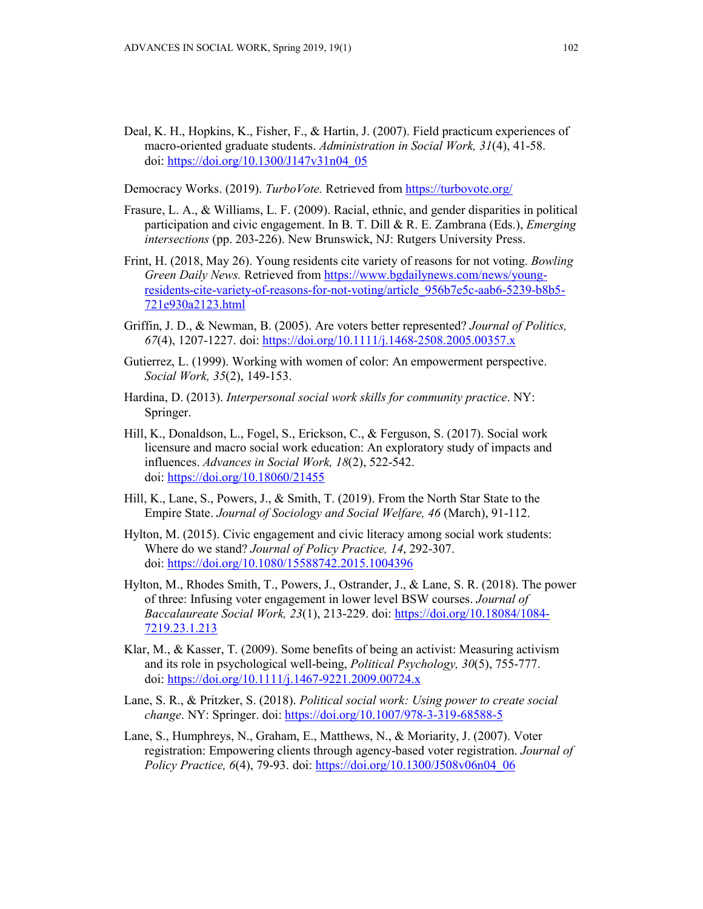Deal, K. H., Hopkins, K., Fisher, F., & Hartin, J. (2007). Field practicum experiences of macro-oriented graduate students. *Administration in Social Work, 31*(4), 41-58. doi: https://doi.org/10.1300/J147v31n04_05

Democracy Works. (2019). *TurboVote.* Retrieved from https://turbovote.org/

Frasure, L. A., & Williams, L. F. (2009). Racial, ethnic, and gender disparities in political participation and civic engagement. In B. T. Dill & R. E. Zambrana (Eds.), *Emerging intersections* (pp. 203-226). New Brunswick, NJ: Rutgers University Press.

Frint, H. (2018, May 26). Young residents cite variety of reasons for not voting. *Bowling Green Daily News.* Retrieved from https://www.bgdailynews.com/news/young-residents-cite-variety-of-reasons-for-not-voting/article_956b7e5c-aab6-5239-b8b5-721e930a2123.html

Griffin, J. D., & Newman, B. (2005). Are voters better represented? *Journal of Politics, 67*(4), 1207-1227. doi: https://doi.org/10.1111/j.1468-2508.2005.00357.x

Gutierrez, L. (1999). Working with women of color: An empowerment perspective. *Social Work, 35*(2), 149-153.

Hardina, D. (2013). *Interpersonal social work skills for community practice*. NY: Springer.

Hill, K., Donaldson, L., Fogel, S., Erickson, C., & Ferguson, S. (2017). Social work licensure and macro social work education: An exploratory study of impacts and influences. *Advances in Social Work, 18*(2), 522-542. doi: https://doi.org/10.18060/21455

Hill, K., Lane, S., Powers, J., & Smith, T. (2019). From the North Star State to the Empire State. *Journal of Sociology and Social Welfare, 46* (March), 91-112.

Hylton, M. (2015). Civic engagement and civic literacy among social work students: Where do we stand? *Journal of Policy Practice, 14*, 292-307. doi: https://doi.org/10.1080/15588742.2015.1004396

Hylton, M., Rhodes Smith, T., Powers, J., Ostrander, J., & Lane, S. R. (2018). The power of three: Infusing voter engagement in lower level BSW courses. *Journal of Baccalaureate Social Work, 23*(1), 213-229. doi: https://doi.org/10.18084/1084-7219.23.1.213

Klar, M., & Kasser, T. (2009). Some benefits of being an activist: Measuring activism and its role in psychological well-being, *Political Psychology, 30*(5), 755-777. doi: https://doi.org/10.1111/j.1467-9221.2009.00724.x

Lane, S. R., & Pritzker, S. (2018). *Political social work: Using power to create social change*. NY: Springer. doi: https://doi.org/10.1007/978-3-319-68588-5

Lane, S., Humphreys, N., Graham, E., Matthews, N., & Moriarity, J. (2007). Voter registration: Empowering clients through agency-based voter registration. *Journal of Policy Practice, 6*(4), 79-93. doi: https://doi.org/10.1300/J508v06n04_06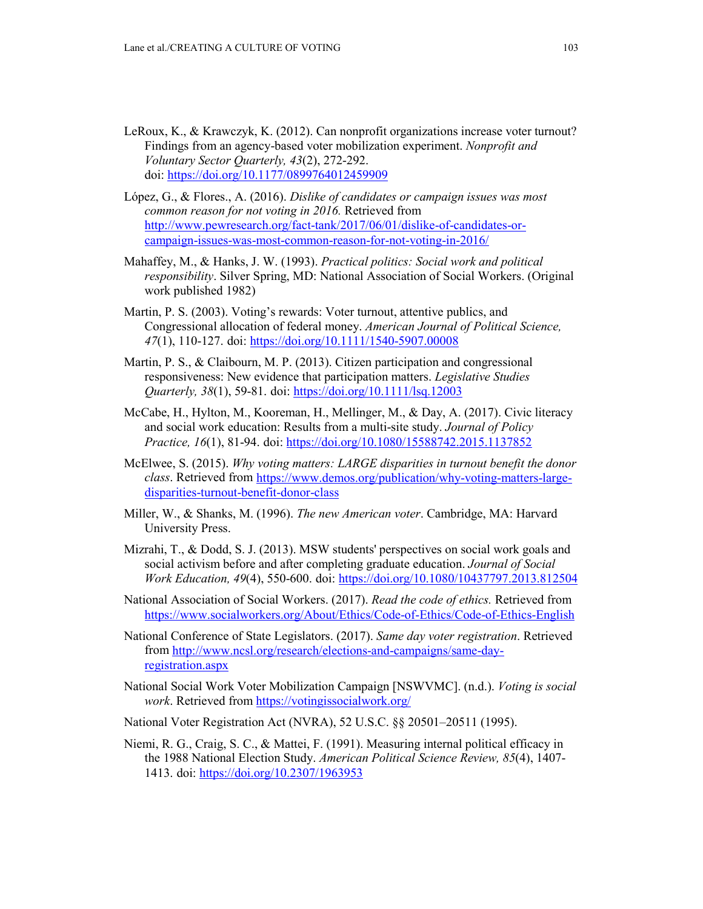LeRoux, K., & Krawczyk, K. (2012). Can nonprofit organizations increase voter turnout? Findings from an agency-based voter mobilization experiment. *Nonprofit and Voluntary Sector Quarterly, 43*(2), 272-292. doi: https://doi.org/10.1177/0899764012459909

López, G., & Flores., A. (2016). *Dislike of candidates or campaign issues was most common reason for not voting in 2016.* Retrieved from http://www.pewresearch.org/fact-tank/2017/06/01/dislike-of-candidates-or-campaign-issues-was-most-common-reason-for-not-voting-in-2016/

Mahaffey, M., & Hanks, J. W. (1993). *Practical politics: Social work and political responsibility*. Silver Spring, MD: National Association of Social Workers. (Original work published 1982)

Martin, P. S. (2003). Voting's rewards: Voter turnout, attentive publics, and Congressional allocation of federal money. *American Journal of Political Science, 47*(1), 110-127. doi: https://doi.org/10.1111/1540-5907.00008

Martin, P. S., & Claibourn, M. P. (2013). Citizen participation and congressional responsiveness: New evidence that participation matters. *Legislative Studies Quarterly, 38*(1), 59-81. doi: https://doi.org/10.1111/lsq.12003

McCabe, H., Hylton, M., Kooreman, H., Mellinger, M., & Day, A. (2017). Civic literacy and social work education: Results from a multi-site study. *Journal of Policy Practice, 16*(1), 81-94. doi: https://doi.org/10.1080/15588742.2015.1137852

McElwee, S. (2015). *Why voting matters: LARGE disparities in turnout benefit the donor class*. Retrieved from https://www.demos.org/publication/why-voting-matters-large-disparities-turnout-benefit-donor-class

Miller, W., & Shanks, M. (1996). *The new American voter*. Cambridge, MA: Harvard University Press.

Mizrahi, T., & Dodd, S. J. (2013). MSW students' perspectives on social work goals and social activism before and after completing graduate education. *Journal of Social Work Education, 49*(4), 550-600. doi: https://doi.org/10.1080/10437797.2013.812504

National Association of Social Workers. (2017). *Read the code of ethics.* Retrieved from https://www.socialworkers.org/About/Ethics/Code-of-Ethics/Code-of-Ethics-English

National Conference of State Legislators. (2017). *Same day voter registration*. Retrieved from http://www.ncsl.org/research/elections-and-campaigns/same-day-registration.aspx

National Social Work Voter Mobilization Campaign [NSWVMC]. (n.d.). *Voting is social work*. Retrieved from https://votingissocialwork.org/

National Voter Registration Act (NVRA), 52 U.S.C. §§ 20501–20511 (1995).

Niemi, R. G., Craig, S. C., & Mattei, F. (1991). Measuring internal political efficacy in the 1988 National Election Study. *American Political Science Review, 85*(4), 1407-1413. doi: https://doi.org/10.2307/1963953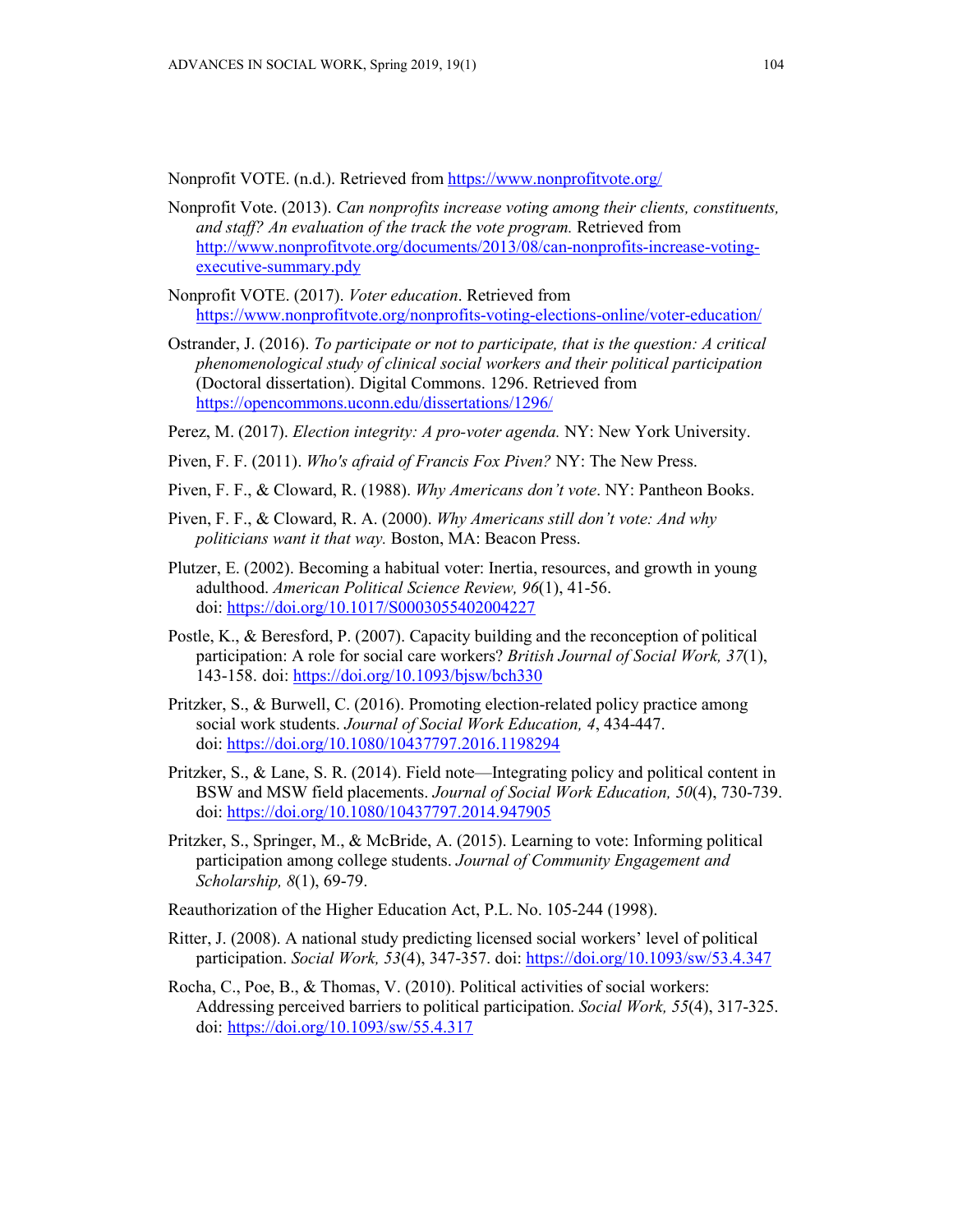Nonprofit VOTE. (n.d.). Retrieved from https://www.nonprofitvote.org/

Nonprofit Vote. (2013). *Can nonprofits increase voting among their clients, constituents, and staff? An evaluation of the track the vote program.* Retrieved from http://www.nonprofitvote.org/documents/2013/08/can-nonprofits-increase-voting-executive-summary.pdy

Nonprofit VOTE. (2017). *Voter education*. Retrieved from https://www.nonprofitvote.org/nonprofits-voting-elections-online/voter-education/

Ostrander, J. (2016). *To participate or not to participate, that is the question: A critical phenomenological study of clinical social workers and their political participation* (Doctoral dissertation). Digital Commons. 1296. Retrieved from https://opencommons.uconn.edu/dissertations/1296/

Perez, M. (2017). *Election integrity: A pro-voter agenda.* NY: New York University.

Piven, F. F. (2011). *Who's afraid of Francis Fox Piven?* NY: The New Press.

Piven, F. F., & Cloward, R. (1988). *Why Americans don't vote*. NY: Pantheon Books.

Piven, F. F., & Cloward, R. A. (2000). *Why Americans still don't vote: And why politicians want it that way.* Boston, MA: Beacon Press.

Plutzer, E. (2002). Becoming a habitual voter: Inertia, resources, and growth in young adulthood. *American Political Science Review, 96*(1), 41-56. doi: https://doi.org/10.1017/S0003055402004227

Postle, K., & Beresford, P. (2007). Capacity building and the reconception of political participation: A role for social care workers? *British Journal of Social Work, 37*(1), 143-158. doi: https://doi.org/10.1093/bjsw/bch330

Pritzker, S., & Burwell, C. (2016). Promoting election-related policy practice among social work students. *Journal of Social Work Education, 4*, 434-447. doi: https://doi.org/10.1080/10437797.2016.1198294

Pritzker, S., & Lane, S. R. (2014). Field note—Integrating policy and political content in BSW and MSW field placements. *Journal of Social Work Education, 50*(4), 730-739. doi: https://doi.org/10.1080/10437797.2014.947905

Pritzker, S., Springer, M., & McBride, A. (2015). Learning to vote: Informing political participation among college students. *Journal of Community Engagement and Scholarship, 8*(1), 69-79.

Reauthorization of the Higher Education Act, P.L. No. 105-244 (1998).

Ritter, J. (2008). A national study predicting licensed social workers' level of political participation. *Social Work, 53*(4), 347-357. doi: https://doi.org/10.1093/sw/53.4.347

Rocha, C., Poe, B., & Thomas, V. (2010). Political activities of social workers: Addressing perceived barriers to political participation. *Social Work, 55*(4), 317-325. doi: https://doi.org/10.1093/sw/55.4.317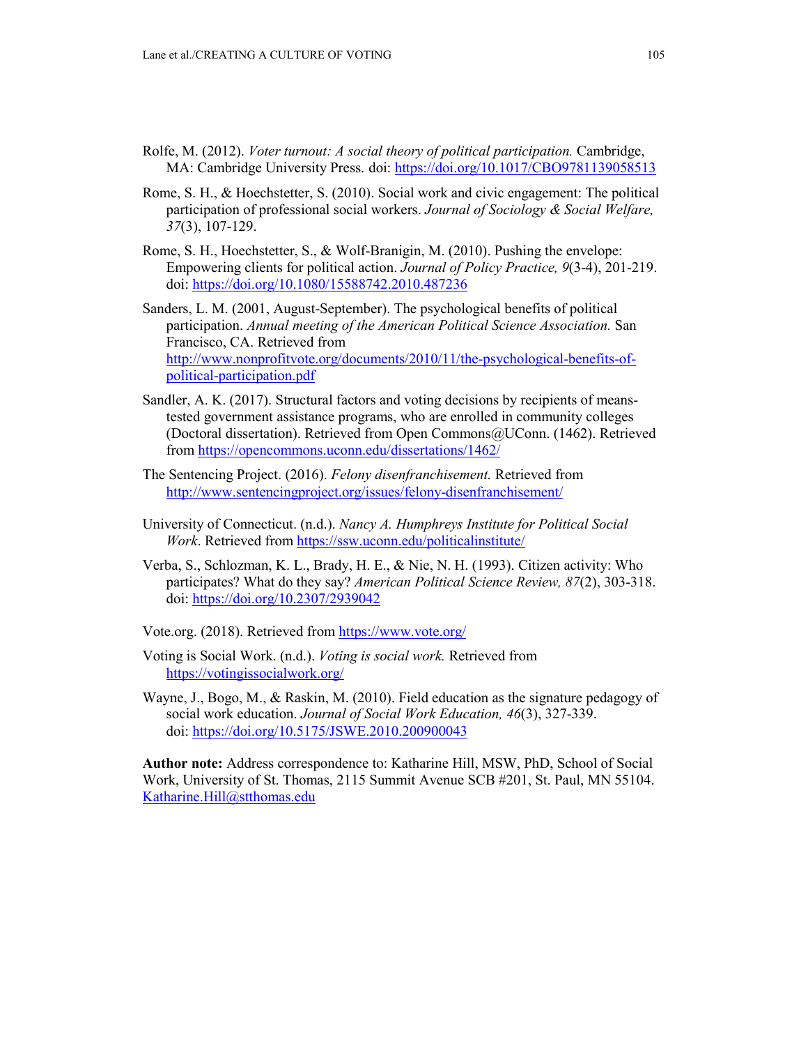Rolfe, M. (2012). *Voter turnout: A social theory of political participation.* Cambridge, MA: Cambridge University Press. doi: https://doi.org/10.1017/CBO9781139058513

Rome, S. H., & Hoechstetter, S. (2010). Social work and civic engagement: The political participation of professional social workers. *Journal of Sociology & Social Welfare, 37*(3), 107-129.

Rome, S. H., Hoechstetter, S., & Wolf-Branigin, M. (2010). Pushing the envelope: Empowering clients for political action. *Journal of Policy Practice, 9*(3-4), 201-219. doi: https://doi.org/10.1080/15588742.2010.487236

Sanders, L. M. (2001, August-September). The psychological benefits of political participation. *Annual meeting of the American Political Science Association.* San Francisco, CA. Retrieved from http://www.nonprofitvote.org/documents/2010/11/the-psychological-benefits-of-political-participation.pdf

Sandler, A. K. (2017). Structural factors and voting decisions by recipients of means-tested government assistance programs, who are enrolled in community colleges (Doctoral dissertation). Retrieved from Open Commons@UConn. (1462). Retrieved from https://opencommons.uconn.edu/dissertations/1462/

The Sentencing Project. (2016). *Felony disenfranchisement.* Retrieved from http://www.sentencingproject.org/issues/felony-disenfranchisement/

University of Connecticut. (n.d.). *Nancy A. Humphreys Institute for Political Social Work*. Retrieved from https://ssw.uconn.edu/politicalinstitute/

Verba, S., Schlozman, K. L., Brady, H. E., & Nie, N. H. (1993). Citizen activity: Who participates? What do they say? *American Political Science Review, 87*(2), 303-318. doi: https://doi.org/10.2307/2939042

Vote.org. (2018). Retrieved from https://www.vote.org/

Voting is Social Work. (n.d.). *Voting is social work.* Retrieved from https://votingissocialwork.org/

Wayne, J., Bogo, M., & Raskin, M. (2010). Field education as the signature pedagogy of social work education. *Journal of Social Work Education, 46*(3), 327-339. doi: https://doi.org/10.5175/JSWE.2010.200900043

**Author note:** Address correspondence to: Katharine Hill, MSW, PhD, School of Social Work, University of St. Thomas, 2115 Summit Avenue SCB #201, St. Paul, MN 55104. Katharine.Hill@stthomas.edu